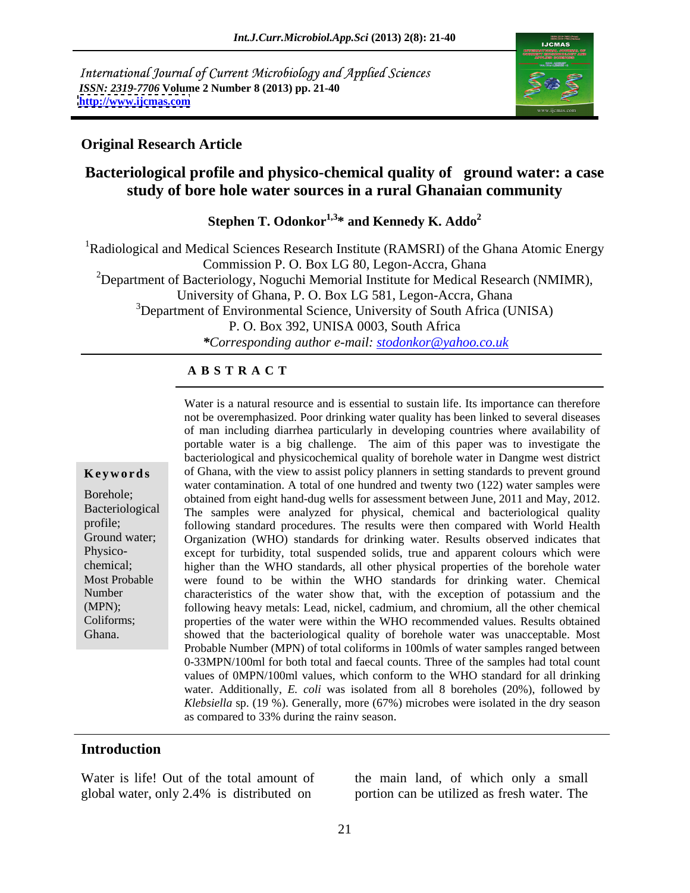International Journal of Current Microbiology and Applied Sciences
*ISSN: 2319-7706* Volume 2 Number 8 (2013) pp. 21-40
http://www.ijcmas.com

**Original Research Article**

# Bacteriological profile and physico-chemical quality of ground water: a case study of bore hole water sources in a rural Ghanaian community

**Stephen T. Odonkor[1,3]* and Kennedy K. Addo[2]**

[1]Radiological and Medical Sciences Research Institute (RAMSRI) of the Ghana Atomic Energy Commission P. O. Box LG 80, Legon-Accra, Ghana

[2]Department of Bacteriology, Noguchi Memorial Institute for Medical Research (NMIMR), University of Ghana, P. O. Box LG 581, Legon-Accra, Ghana

[3]Department of Environmental Science, University of South Africa (UNISA) P. O. Box 392, UNISA 0003, South Africa

*\*Corresponding author e-mail: stodonkor@yahoo.co.uk*

## ABSTRACT

**Keywords**

Borehole; Bacteriological profile; Ground water; Physico-chemical; Most Probable Number (MPN); Coliforms; Ghana.

Water is a natural resource and is essential to sustain life. Its importance can therefore not be overemphasized. Poor drinking water quality has been linked to several diseases of man including diarrhea particularly in developing countries where availability of portable water is a big challenge. The aim of this paper was to investigate the bacteriological and physicochemical quality of borehole water in Dangme west district of Ghana, with the view to assist policy planners in setting standards to prevent ground water contamination. A total of one hundred and twenty two (122) water samples were obtained from eight hand-dug wells for assessment between June, 2011 and May, 2012. The samples were analyzed for physical, chemical and bacteriological quality following standard procedures. The results were then compared with World Health Organization (WHO) standards for drinking water. Results observed indicates that except for turbidity, total suspended solids, true and apparent colours which were higher than the WHO standards, all other physical properties of the borehole water were found to be within the WHO standards for drinking water. Chemical characteristics of the water show that, with the exception of potassium and the following heavy metals: Lead, nickel, cadmium, and chromium, all the other chemical properties of the water were within the WHO recommended values. Results obtained showed that the bacteriological quality of borehole water was unacceptable. Most Probable Number (MPN) of total coliforms in 100mls of water samples ranged between 0-33MPN/100ml for both total and faecal counts. Three of the samples had total count values of 0MPN/100ml values, which conform to the WHO standard for all drinking water. Additionally, *E. coli* was isolated from all 8 boreholes (20%), followed by *Klebsiella* sp. (19 %). Generally, more (67%) microbes were isolated in the dry season as compared to 33% during the rainy season.

## Introduction

Water is life! Out of the total amount of global water, only 2.4% is distributed on the main land, of which only a small portion can be utilized as fresh water. The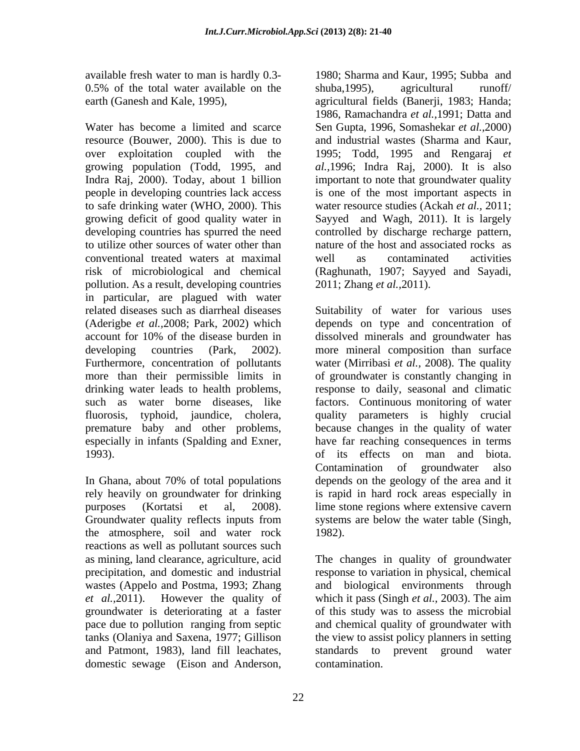available fresh water to man is hardly 0.3-0.5% of the total water available on the earth (Ganesh and Kale, 1995),

Water has become a limited and scarce resource (Bouwer, 2000). This is due to over exploitation coupled with the growing population (Todd, 1995, and Indra Raj, 2000). Today, about 1 billion people in developing countries lack access to safe drinking water (WHO, 2000). This growing deficit of good quality water in developing countries has spurred the need to utilize other sources of water other than conventional treated waters at maximal risk of microbiological and chemical pollution. As a result, developing countries in particular, are plagued with water related diseases such as diarrheal diseases (Aderigbe *et al.*,2008; Park, 2002) which account for 10% of the disease burden in developing countries (Park, 2002). Furthermore, concentration of pollutants more than their permissible limits in drinking water leads to health problems, such as water borne diseases, like fluorosis, typhoid, jaundice, cholera, premature baby and other problems, especially in infants (Spalding and Exner, 1993).

In Ghana, about 70% of total populations rely heavily on groundwater for drinking purposes (Kortatsi et al, 2008). Groundwater quality reflects inputs from the atmosphere, soil and water rock reactions as well as pollutant sources such as mining, land clearance, agriculture, acid precipitation, and domestic and industrial wastes (Appelo and Postma, 1993; Zhang *et al.*,2011). However the quality of groundwater is deteriorating at a faster pace due to pollution ranging from septic tanks (Olaniya and Saxena, 1977; Gillison and Patmont, 1983), land fill leachates, domestic sewage (Eison and Anderson, 1980; Sharma and Kaur, 1995; Subba and shuba,1995), agricultural runoff/ agricultural fields (Banerji, 1983; Handa; 1986, Ramachandra *et al.*,1991; Datta and Sen Gupta, 1996, Somashekar *et al.*,2000) and industrial wastes (Sharma and Kaur, 1995; Todd, 1995 and Rengaraj *et al.*,1996; Indra Raj, 2000). It is also important to note that groundwater quality is one of the most important aspects in water resource studies (Ackah *et al.*, 2011; Sayyed and Wagh, 2011). It is largely controlled by discharge recharge pattern, nature of the host and associated rocks as well as contaminated activities (Raghunath, 1907; Sayyed and Sayadi, 2011; Zhang *et al.*,2011).

Suitability of water for various uses depends on type and concentration of dissolved minerals and groundwater has more mineral composition than surface water (Mirribasi *et al.*, 2008). The quality of groundwater is constantly changing in response to daily, seasonal and climatic factors. Continuous monitoring of water quality parameters is highly crucial because changes in the quality of water have far reaching consequences in terms of its effects on man and biota. Contamination of groundwater also depends on the geology of the area and it is rapid in hard rock areas especially in lime stone regions where extensive cavern systems are below the water table (Singh, 1982).

The changes in quality of groundwater response to variation in physical, chemical and biological environments through which it pass (Singh *et al.*, 2003). The aim of this study was to assess the microbial and chemical quality of groundwater with the view to assist policy planners in setting standards to prevent ground water contamination.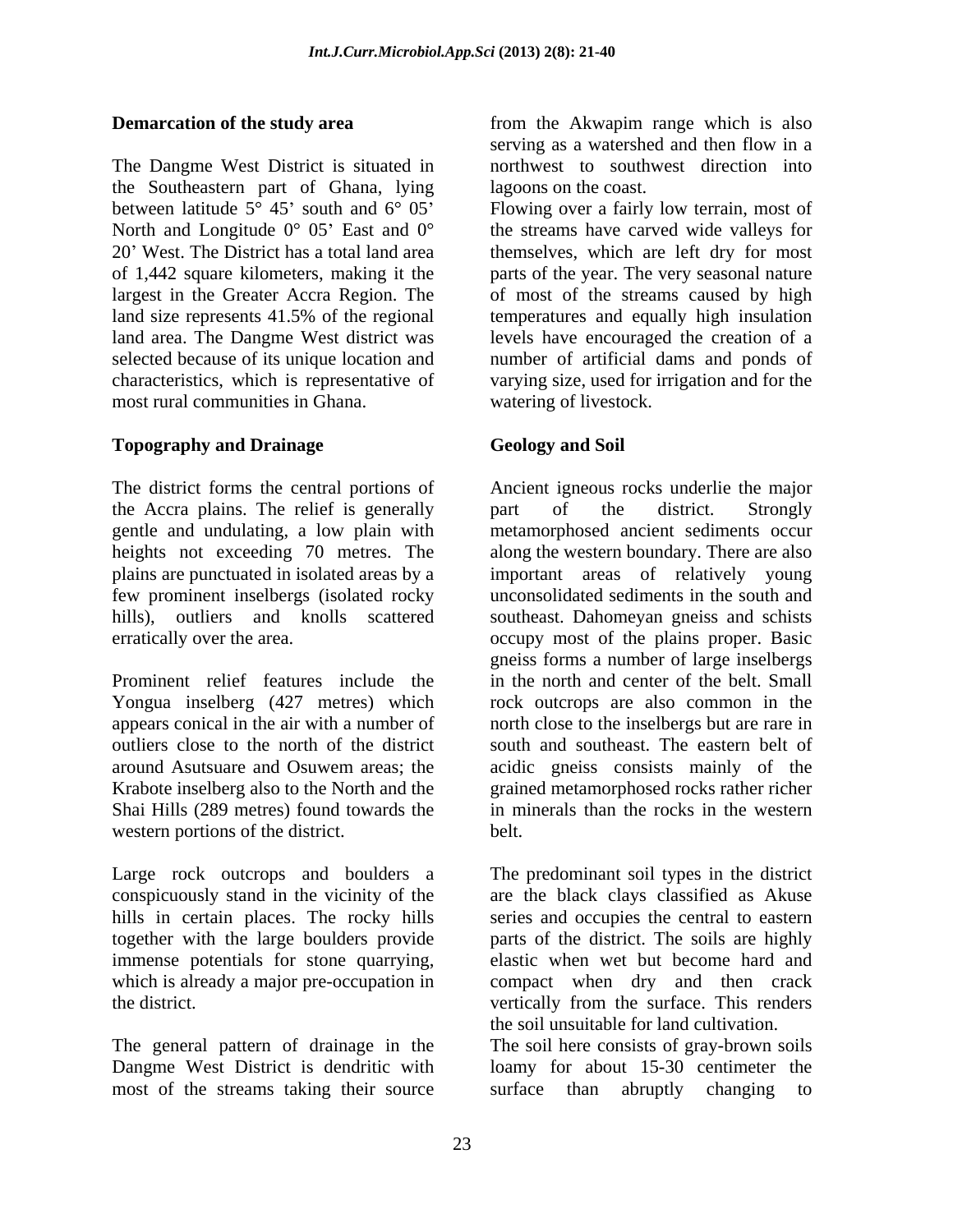**Demarcation of the study area**

The Dangme West District is situated in the Southeastern part of Ghana, lying between latitude 5° 45’ south and 6° 05’ North and Longitude 0° 05’ East and 0° 20’ West. The District has a total land area of 1,442 square kilometers, making it the largest in the Greater Accra Region. The land size represents 41.5% of the regional land area. The Dangme West district was selected because of its unique location and characteristics, which is representative of most rural communities in Ghana.

**Topography and Drainage**

The district forms the central portions of the Accra plains. The relief is generally gentle and undulating, a low plain with heights not exceeding 70 metres. The plains are punctuated in isolated areas by a few prominent inselbergs (isolated rocky hills), outliers and knolls scattered erratically over the area.

Prominent relief features include the Yongua inselberg (427 metres) which appears conical in the air with a number of outliers close to the north of the district around Asutsuare and Osuwem areas; the Krabote inselberg also to the North and the Shai Hills (289 metres) found towards the western portions of the district.

Large rock outcrops and boulders a conspicuously stand in the vicinity of the hills in certain places. The rocky hills together with the large boulders provide immense potentials for stone quarrying, which is already a major pre-occupation in the district.

The general pattern of drainage in the Dangme West District is dendritic with most of the streams taking their source from the Akwapim range which is also serving as a watershed and then flow in a northwest to southwest direction into lagoons on the coast.

Flowing over a fairly low terrain, most of the streams have carved wide valleys for themselves, which are left dry for most parts of the year. The very seasonal nature of most of the streams caused by high temperatures and equally high insulation levels have encouraged the creation of a number of artificial dams and ponds of varying size, used for irrigation and for the watering of livestock.

**Geology and Soil**

Ancient igneous rocks underlie the major part of the district. Strongly metamorphosed ancient sediments occur along the western boundary. There are also important areas of relatively young unconsolidated sediments in the south and southeast. Dahomeyan gneiss and schists occupy most of the plains proper. Basic gneiss forms a number of large inselbergs in the north and center of the belt. Small rock outcrops are also common in the north close to the inselbergs but are rare in south and southeast. The eastern belt of acidic gneiss consists mainly of the grained metamorphosed rocks rather richer in minerals than the rocks in the western belt.

The predominant soil types in the district are the black clays classified as Akuse series and occupies the central to eastern parts of the district. The soils are highly elastic when wet but become hard and compact when dry and then crack vertically from the surface. This renders the soil unsuitable for land cultivation.

The soil here consists of gray-brown soils loamy for about 15-30 centimeter the surface than abruptly changing to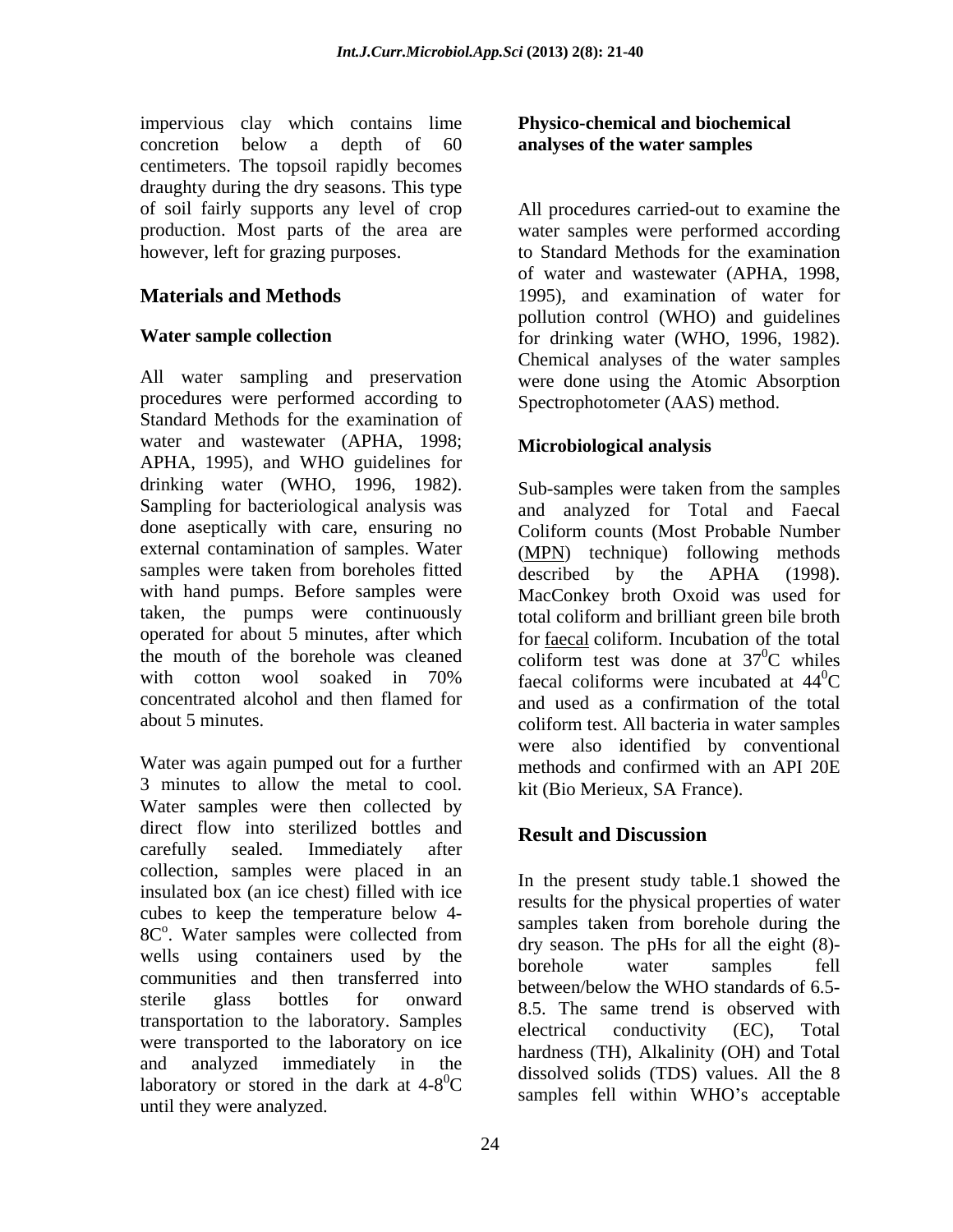impervious clay which contains lime concretion below a depth of 60 centimeters. The topsoil rapidly becomes draughty during the dry seasons. This type of soil fairly supports any level of crop production. Most parts of the area are however, left for grazing purposes.

## Materials and Methods

### Water sample collection

All water sampling and preservation procedures were performed according to Standard Methods for the examination of water and wastewater (APHA, 1998; APHA, 1995), and WHO guidelines for drinking water (WHO, 1996, 1982). Sampling for bacteriological analysis was done aseptically with care, ensuring no external contamination of samples. Water samples were taken from boreholes fitted with hand pumps. Before samples were taken, the pumps were continuously operated for about 5 minutes, after which the mouth of the borehole was cleaned with cotton wool soaked in 70% concentrated alcohol and then flamed for about 5 minutes.

Water was again pumped out for a further 3 minutes to allow the metal to cool. Water samples were then collected by direct flow into sterilized bottles and carefully sealed. Immediately after collection, samples were placed in an insulated box (an ice chest) filled with ice cubes to keep the temperature below 4-8C$^{o}$. Water samples were collected from wells using containers used by the communities and then transferred into sterile glass bottles for onward transportation to the laboratory. Samples were transported to the laboratory on ice and analyzed immediately in the laboratory or stored in the dark at 4-8$^{0}$C until they were analyzed.

### Physico-chemical and biochemical analyses of the water samples

All procedures carried-out to examine the water samples were performed according to Standard Methods for the examination of water and wastewater (APHA, 1998, 1995), and examination of water for pollution control (WHO) and guidelines for drinking water (WHO, 1996, 1982). Chemical analyses of the water samples were done using the Atomic Absorption Spectrophotometer (AAS) method.

### Microbiological analysis

Sub-samples were taken from the samples and analyzed for Total and Faecal Coliform counts (Most Probable Number (MPN) technique) following methods described by the APHA (1998). MacConkey broth Oxoid was used for total coliform and brilliant green bile broth for faecal coliform. Incubation of the total coliform test was done at 37$^{0}$C whiles faecal coliforms were incubated at 44$^{0}$C and used as a confirmation of the total coliform test. All bacteria in water samples were also identified by conventional methods and confirmed with an API 20E kit (Bio Merieux, SA France).

## Result and Discussion

In the present study table.1 showed the results for the physical properties of water samples taken from borehole during the dry season. The pHs for all the eight (8)-borehole water samples fell between/below the WHO standards of 6.5-8.5. The same trend is observed with electrical conductivity (EC), Total hardness (TH), Alkalinity (OH) and Total dissolved solids (TDS) values. All the 8 samples fell within WHO's acceptable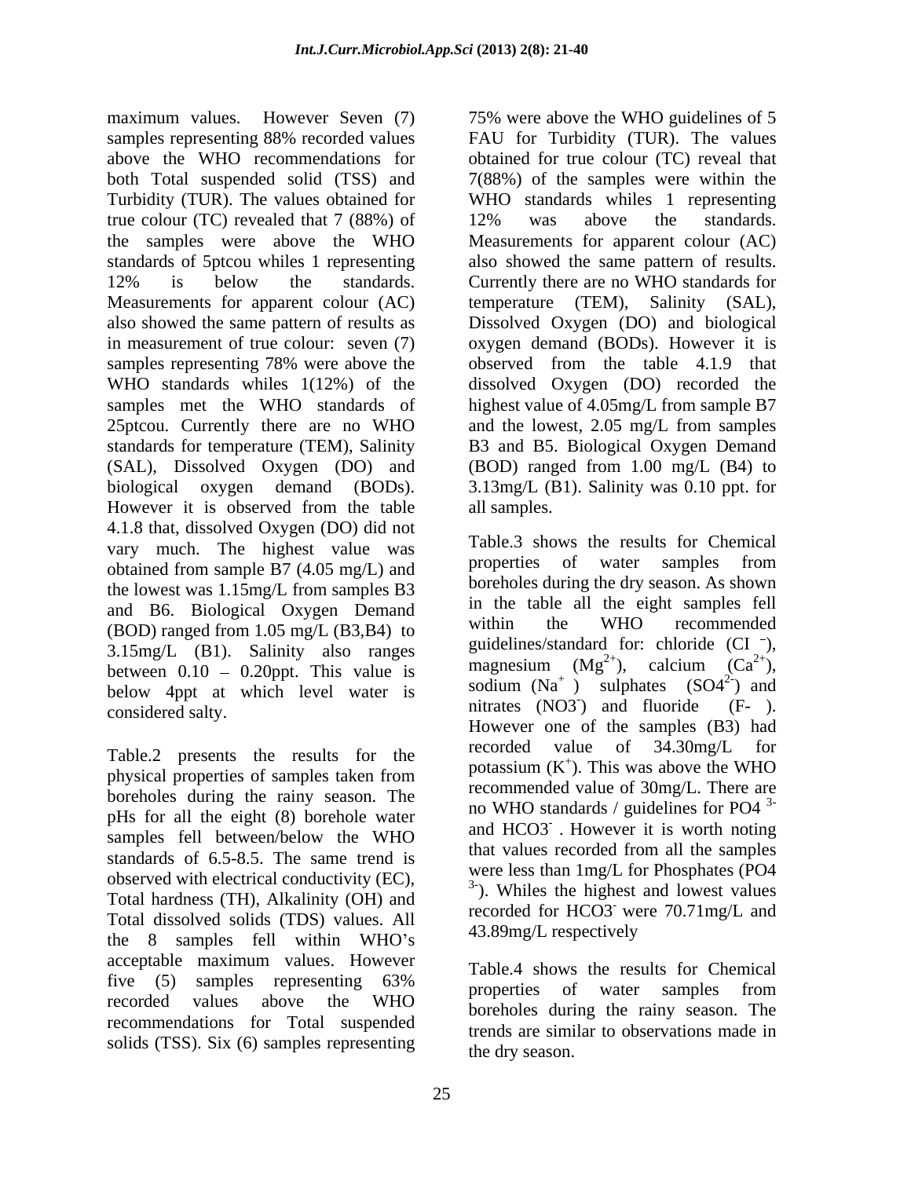maximum values. However Seven (7) samples representing 88% recorded values above the WHO recommendations for both Total suspended solid (TSS) and Turbidity (TUR). The values obtained for true colour (TC) revealed that 7 (88%) of the samples were above the WHO standards of 5ptcou whiles 1 representing 12% is below the standards. Measurements for apparent colour (AC) also showed the same pattern of results as in measurement of true colour: seven (7) samples representing 78% were above the WHO standards whiles 1(12%) of the samples met the WHO standards of 25ptcou. Currently there are no WHO standards for temperature (TEM), Salinity (SAL), Dissolved Oxygen (DO) and biological oxygen demand (BODs). However it is observed from the table 4.1.8 that, dissolved Oxygen (DO) did not vary much. The highest value was obtained from sample B7 (4.05 mg/L) and the lowest was 1.15mg/L from samples B3 and B6. Biological Oxygen Demand (BOD) ranged from 1.05 mg/L (B3,B4) to 3.15mg/L (B1). Salinity also ranges between 0.10 – 0.20ppt. This value is below 4ppt at which level water is considered salty.

Table.2 presents the results for the physical properties of samples taken from boreholes during the rainy season. The pHs for all the eight (8) borehole water samples fell between/below the WHO standards of 6.5-8.5. The same trend is observed with electrical conductivity (EC), Total hardness (TH), Alkalinity (OH) and Total dissolved solids (TDS) values. All the 8 samples fell within WHO's acceptable maximum values. However five (5) samples representing 63% recorded values above the WHO recommendations for Total suspended solids (TSS). Six (6) samples representing 75% were above the WHO guidelines of 5 FAU for Turbidity (TUR). The values obtained for true colour (TC) reveal that 7(88%) of the samples were within the WHO standards whiles 1 representing 12% was above the standards. Measurements for apparent colour (AC) also showed the same pattern of results. Currently there are no WHO standards for temperature (TEM), Salinity (SAL), Dissolved Oxygen (DO) and biological oxygen demand (BODs). However it is observed from the table 4.1.9 that dissolved Oxygen (DO) recorded the highest value of 4.05mg/L from sample B7 and the lowest, 2.05 mg/L from samples B3 and B5. Biological Oxygen Demand (BOD) ranged from 1.00 mg/L (B4) to 3.13mg/L (B1). Salinity was 0.10 ppt. for all samples.

Table.3 shows the results for Chemical properties of water samples from boreholes during the dry season. As shown in the table all the eight samples fell within the WHO recommended guidelines/standard for: chloride ($Cl^-$), magnesium ($Mg^{2+}$), calcium ($Ca^{2+}$), sodium ($Na^+$) sulphates ($SO_4^{2-}$) and nitrates ($NO_3^-$) and fluoride ($F^-$). However one of the samples (B3) had recorded value of 34.30mg/L for potassium ($K^+$). This was above the WHO recommended value of 30mg/L. There are no WHO standards / guidelines for $PO_4^{3-}$ and $HCO_3^-$. However it is worth noting that values recorded from all the samples were less than 1mg/L for Phosphates ($PO_4^{3-}$). Whiles the highest and lowest values recorded for $HCO_3^-$ were 70.71mg/L and 43.89mg/L respectively

Table.4 shows the results for Chemical properties of water samples from boreholes during the rainy season. The trends are similar to observations made in the dry season.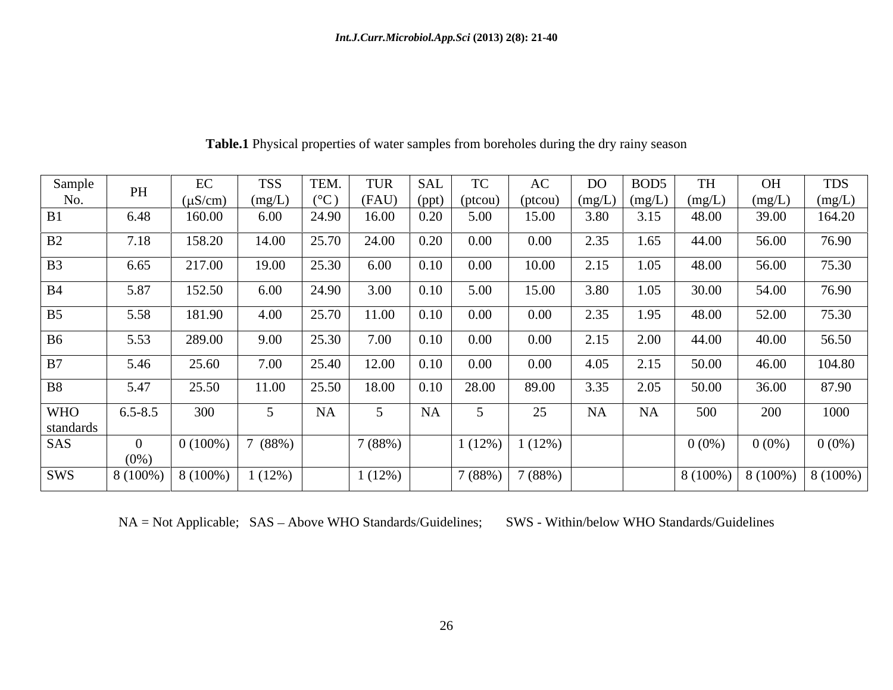**Table.1** Physical properties of water samples from boreholes during the dry rainy season

| Sample No. | PH | EC (μS/cm) | TSS (mg/L) | TEM. (°C ) | TUR (FAU) | SAL (ppt) | TC (ptcou) | AC (ptcou) | DO (mg/L) | BOD5 (mg/L) | TH (mg/L) | OH (mg/L) | TDS (mg/L) |
|---|---|---|---|---|---|---|---|---|---|---|---|---|---|
| B1 | 6.48 | 160.00 | 6.00 | 24.90 | 16.00 | 0.20 | 5.00 | 15.00 | 3.80 | 3.15 | 48.00 | 39.00 | 164.20 |
| B2 | 7.18 | 158.20 | 14.00 | 25.70 | 24.00 | 0.20 | 0.00 | 0.00 | 2.35 | 1.65 | 44.00 | 56.00 | 76.90 |
| B3 | 6.65 | 217.00 | 19.00 | 25.30 | 6.00 | 0.10 | 0.00 | 10.00 | 2.15 | 1.05 | 48.00 | 56.00 | 75.30 |
| B4 | 5.87 | 152.50 | 6.00 | 24.90 | 3.00 | 0.10 | 5.00 | 15.00 | 3.80 | 1.05 | 30.00 | 54.00 | 76.90 |
| B5 | 5.58 | 181.90 | 4.00 | 25.70 | 11.00 | 0.10 | 0.00 | 0.00 | 2.35 | 1.95 | 48.00 | 52.00 | 75.30 |
| B6 | 5.53 | 289.00 | 9.00 | 25.30 | 7.00 | 0.10 | 0.00 | 0.00 | 2.15 | 2.00 | 44.00 | 40.00 | 56.50 |
| B7 | 5.46 | 25.60 | 7.00 | 25.40 | 12.00 | 0.10 | 0.00 | 0.00 | 4.05 | 2.15 | 50.00 | 46.00 | 104.80 |
| B8 | 5.47 | 25.50 | 11.00 | 25.50 | 18.00 | 0.10 | 28.00 | 89.00 | 3.35 | 2.05 | 50.00 | 36.00 | 87.90 |
| WHO standards | 6.5-8.5 | 300 | 5 | NA | 5 | NA | 5 | 25 | NA | NA | 500 | 200 | 1000 |
| SAS | 0 (0%) | 0 (100%) | 7 (88%) | | 7 (88%) | | 1 (12%) | 1 (12%) | | | 0 (0%) | 0 (0%) | 0 (0%) |
| SWS | 8 (100%) | 8 (100%) | 1 (12%) | | 1 (12%) | | 7 (88%) | 7 (88%) | | | 8 (100%) | 8 (100%) | 8 (100%) |

NA = Not Applicable; SAS – Above WHO Standards/Guidelines; SWS - Within/below WHO Standards/Guidelines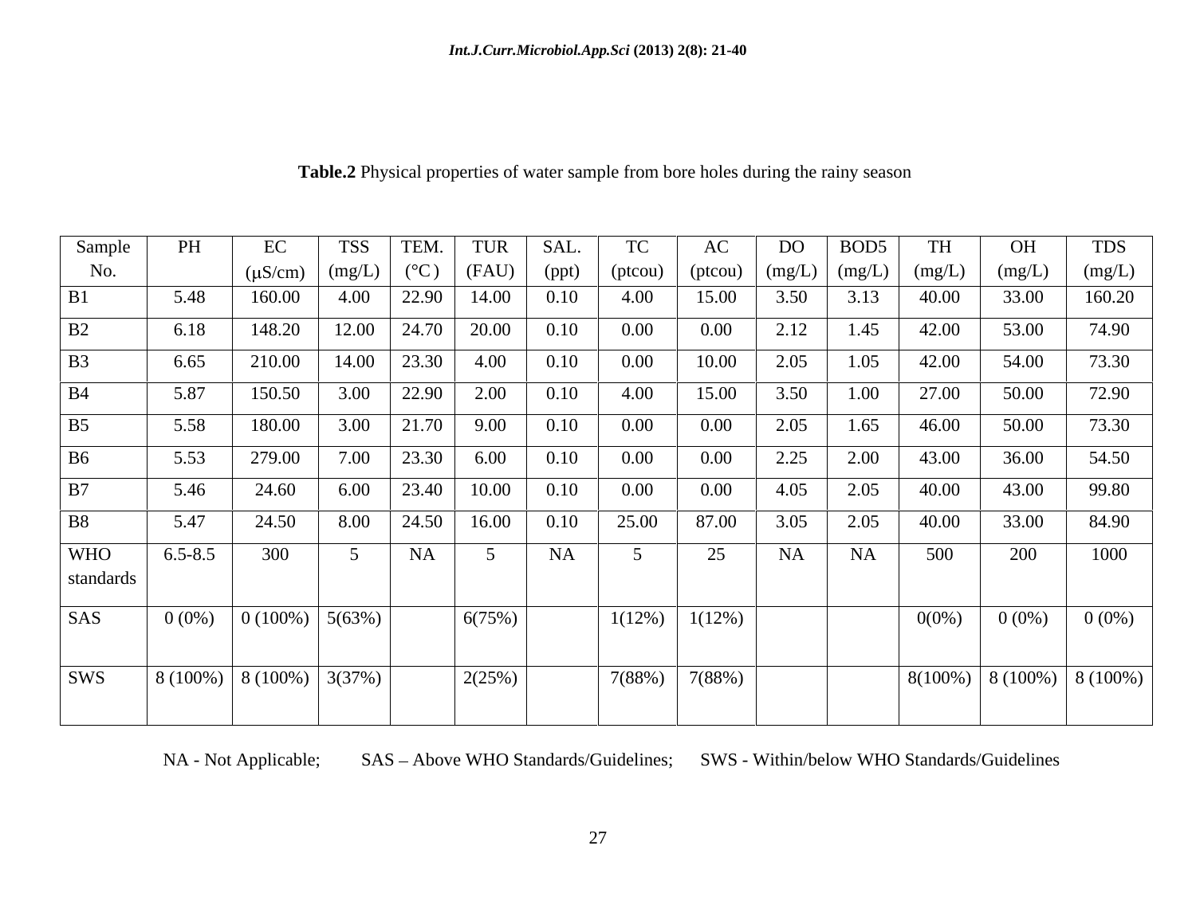**Table.2** Physical properties of water sample from bore holes during the rainy season

| Sample No. | PH | EC (μS/cm) | TSS (mg/L) | TEM. (°C) | TUR (FAU) | SAL. (ppt) | TC (ptcou) | AC (ptcou) | DO (mg/L) | BOD5 (mg/L) | TH (mg/L) | OH (mg/L) | TDS (mg/L) |
|---|---|---|---|---|---|---|---|---|---|---|---|---|---|
| B1 | 5.48 | 160.00 | 4.00 | 22.90 | 14.00 | 0.10 | 4.00 | 15.00 | 3.50 | 3.13 | 40.00 | 33.00 | 160.20 |
| B2 | 6.18 | 148.20 | 12.00 | 24.70 | 20.00 | 0.10 | 0.00 | 0.00 | 2.12 | 1.45 | 42.00 | 53.00 | 74.90 |
| B3 | 6.65 | 210.00 | 14.00 | 23.30 | 4.00 | 0.10 | 0.00 | 10.00 | 2.05 | 1.05 | 42.00 | 54.00 | 73.30 |
| B4 | 5.87 | 150.50 | 3.00 | 22.90 | 2.00 | 0.10 | 4.00 | 15.00 | 3.50 | 1.00 | 27.00 | 50.00 | 72.90 |
| B5 | 5.58 | 180.00 | 3.00 | 21.70 | 9.00 | 0.10 | 0.00 | 0.00 | 2.05 | 1.65 | 46.00 | 50.00 | 73.30 |
| B6 | 5.53 | 279.00 | 7.00 | 23.30 | 6.00 | 0.10 | 0.00 | 0.00 | 2.25 | 2.00 | 43.00 | 36.00 | 54.50 |
| B7 | 5.46 | 24.60 | 6.00 | 23.40 | 10.00 | 0.10 | 0.00 | 0.00 | 4.05 | 2.05 | 40.00 | 43.00 | 99.80 |
| B8 | 5.47 | 24.50 | 8.00 | 24.50 | 16.00 | 0.10 | 25.00 | 87.00 | 3.05 | 2.05 | 40.00 | 33.00 | 84.90 |
| WHO standards | 6.5-8.5 | 300 | 5 | NA | 5 | NA | 5 | 25 | NA | NA | 500 | 200 | 1000 |
| SAS | 0 (0%) | 0 (100%) | 5(63%) | | 6(75%) | | 1(12%) | 1(12%) | | | 0(0%) | 0 (0%) | 0 (0%) |
| SWS | 8 (100%) | 8 (100%) | 3(37%) | | 2(25%) | | 7(88%) | 7(88%) | | | 8(100%) | 8 (100%) | 8 (100%) |

NA - Not Applicable; SAS – Above WHO Standards/Guidelines; SWS - Within/below WHO Standards/Guidelines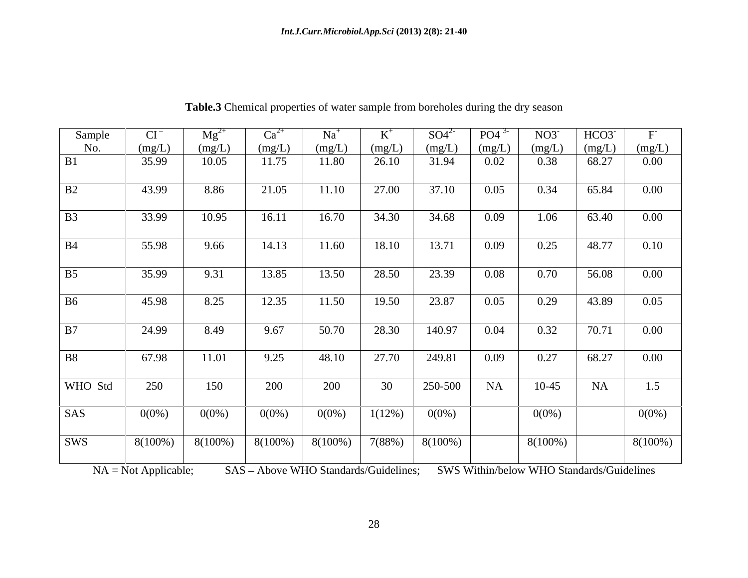**Table.3** Chemical properties of water sample from boreholes during the dry season

| Sample No. | $CI^-$ (mg/L) | $Mg^{2+}$ (mg/L) | $Ca^{2+}$ (mg/L) | $Na^+$ (mg/L) | $K^+$ (mg/L) | $SO4^{2-}$ (mg/L) | $PO4^{3-}$ (mg/L) | $NO3^-$ (mg/L) | $HCO3^-$ (mg/L) | $F^-$ (mg/L) |
|---|---|---|---|---|---|---|---|---|---|---|
| B1 | 35.99 | 10.05 | 11.75 | 11.80 | 26.10 | 31.94 | 0.02 | 0.38 | 68.27 | 0.00 |
| B2 | 43.99 | 8.86 | 21.05 | 11.10 | 27.00 | 37.10 | 0.05 | 0.34 | 65.84 | 0.00 |
| B3 | 33.99 | 10.95 | 16.11 | 16.70 | 34.30 | 34.68 | 0.09 | 1.06 | 63.40 | 0.00 |
| B4 | 55.98 | 9.66 | 14.13 | 11.60 | 18.10 | 13.71 | 0.09 | 0.25 | 48.77 | 0.10 |
| B5 | 35.99 | 9.31 | 13.85 | 13.50 | 28.50 | 23.39 | 0.08 | 0.70 | 56.08 | 0.00 |
| B6 | 45.98 | 8.25 | 12.35 | 11.50 | 19.50 | 23.87 | 0.05 | 0.29 | 43.89 | 0.05 |
| B7 | 24.99 | 8.49 | 9.67 | 50.70 | 28.30 | 140.97 | 0.04 | 0.32 | 70.71 | 0.00 |
| B8 | 67.98 | 11.01 | 9.25 | 48.10 | 27.70 | 249.81 | 0.09 | 0.27 | 68.27 | 0.00 |
| WHO Std | 250 | 150 | 200 | 200 | 30 | 250-500 | NA | 10-45 | NA | 1.5 |
| SAS | 0(0%) | 0(0%) | 0(0%) | 0(0%) | 1(12%) | 0(0%) | | 0(0%) | | 0(0%) |
| SWS | 8(100%) | 8(100%) | 8(100%) | 8(100%) | 7(88%) | 8(100%) | | 8(100%) | | 8(100%) |

NA = Not Applicable; SAS – Above WHO Standards/Guidelines; SWS Within/below WHO Standards/Guidelines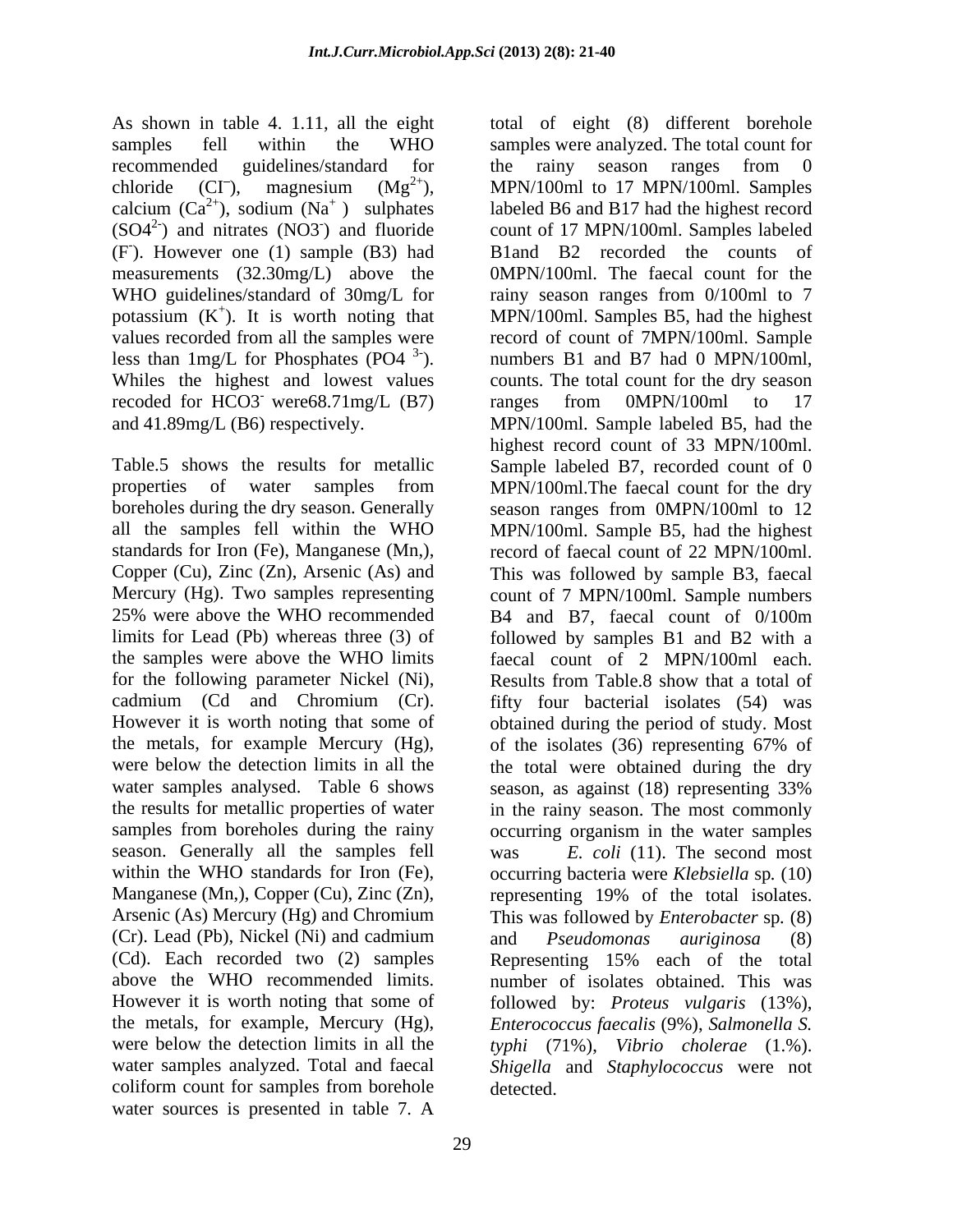As shown in table 4. 1.11, all the eight samples fell within the WHO recommended guidelines/standard for chloride ($Cl^-$), magnesium ($Mg^{2+}$), calcium ($Ca^{2+}$), sodium ($Na^+$ ) sulphates ($SO4^{2-}$) and nitrates ($NO3^-$) and fluoride ($F^-$). However one (1) sample (B3) had measurements (32.30mg/L) above the WHO guidelines/standard of 30mg/L for potassium ($K^+$). It is worth noting that values recorded from all the samples were less than 1mg/L for Phosphates ($PO4^{3-}$). Whiles the highest and lowest values recoded for $HCO3^-$ were68.71mg/L (B7) and 41.89mg/L (B6) respectively.

Table.5 shows the results for metallic properties of water samples from boreholes during the dry season. Generally all the samples fell within the WHO standards for Iron (Fe), Manganese (Mn,), Copper (Cu), Zinc (Zn), Arsenic (As) and Mercury (Hg). Two samples representing 25% were above the WHO recommended limits for Lead (Pb) whereas three (3) of the samples were above the WHO limits for the following parameter Nickel (Ni), cadmium (Cd and Chromium (Cr). However it is worth noting that some of the metals, for example Mercury (Hg), were below the detection limits in all the water samples analysed. Table 6 shows the results for metallic properties of water samples from boreholes during the rainy season. Generally all the samples fell within the WHO standards for Iron (Fe), Manganese (Mn,), Copper (Cu), Zinc (Zn), Arsenic (As) Mercury (Hg) and Chromium (Cr). Lead (Pb), Nickel (Ni) and cadmium (Cd). Each recorded two (2) samples above the WHO recommended limits. However it is worth noting that some of the metals, for example, Mercury (Hg), were below the detection limits in all the water samples analyzed. Total and faecal coliform count for samples from borehole water sources is presented in table 7. A total of eight (8) different borehole samples were analyzed. The total count for the rainy season ranges from 0 MPN/100ml to 17 MPN/100ml. Samples labeled B6 and B17 had the highest record count of 17 MPN/100ml. Samples labeled B1and B2 recorded the counts of 0MPN/100ml. The faecal count for the rainy season ranges from 0/100ml to 7 MPN/100ml. Samples B5, had the highest record of count of 7MPN/100ml. Sample numbers B1 and B7 had 0 MPN/100ml, counts. The total count for the dry season ranges from 0MPN/100ml to 17 MPN/100ml. Sample labeled B5, had the highest record count of 33 MPN/100ml. Sample labeled B7, recorded count of 0 MPN/100ml.The faecal count for the dry season ranges from 0MPN/100ml to 12 MPN/100ml. Sample B5, had the highest record of faecal count of 22 MPN/100ml. This was followed by sample B3, faecal count of 7 MPN/100ml. Sample numbers B4 and B7, faecal count of 0/100m followed by samples B1 and B2 with a faecal count of 2 MPN/100ml each. Results from Table.8 show that a total of fifty four bacterial isolates (54) was obtained during the period of study. Most of the isolates (36) representing 67% of the total were obtained during the dry season, as against (18) representing 33% in the rainy season. The most commonly occurring organism in the water samples was *E. coli* (11). The second most occurring bacteria were *Klebsiella* sp. (10) representing 19% of the total isolates. This was followed by *Enterobacter* sp. (8) and *Pseudomonas auriginosa* (8) Representing 15% each of the total number of isolates obtained. This was followed by: *Proteus vulgaris* (13%), *Enterococcus faecalis* (9%), *Salmonella S. typhi* (71%), *Vibrio cholerae* (1.%). *Shigella* and *Staphylococcus* were not detected.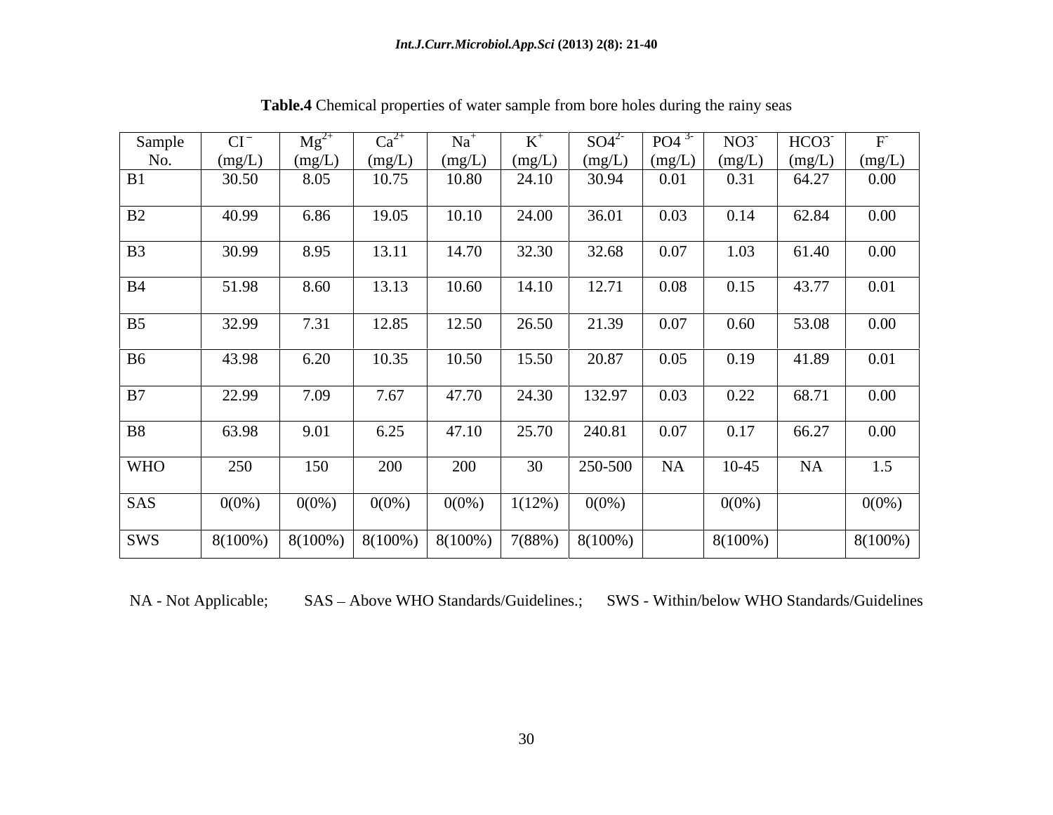**Table.4** Chemical properties of water sample from bore holes during the rainy seas

| Sample No. | $Cl^-$ (mg/L) | $Mg^{2+}$ (mg/L) | $Ca^{2+}$ (mg/L) | $Na^+$ (mg/L) | $K^+$ (mg/L) | $SO4^{2-}$ (mg/L) | $PO4^{3-}$ (mg/L) | $NO3^-$ (mg/L) | $HCO3^-$ (mg/L) | $F^-$ (mg/L) |
|---|---|---|---|---|---|---|---|---|---|---|
| B1 | 30.50 | 8.05 | 10.75 | 10.80 | 24.10 | 30.94 | 0.01 | 0.31 | 64.27 | 0.00 |
| B2 | 40.99 | 6.86 | 19.05 | 10.10 | 24.00 | 36.01 | 0.03 | 0.14 | 62.84 | 0.00 |
| B3 | 30.99 | 8.95 | 13.11 | 14.70 | 32.30 | 32.68 | 0.07 | 1.03 | 61.40 | 0.00 |
| B4 | 51.98 | 8.60 | 13.13 | 10.60 | 14.10 | 12.71 | 0.08 | 0.15 | 43.77 | 0.01 |
| B5 | 32.99 | 7.31 | 12.85 | 12.50 | 26.50 | 21.39 | 0.07 | 0.60 | 53.08 | 0.00 |
| B6 | 43.98 | 6.20 | 10.35 | 10.50 | 15.50 | 20.87 | 0.05 | 0.19 | 41.89 | 0.01 |
| B7 | 22.99 | 7.09 | 7.67 | 47.70 | 24.30 | 132.97 | 0.03 | 0.22 | 68.71 | 0.00 |
| B8 | 63.98 | 9.01 | 6.25 | 47.10 | 25.70 | 240.81 | 0.07 | 0.17 | 66.27 | 0.00 |
| WHO | 250 | 150 | 200 | 200 | 30 | 250-500 | NA | 10-45 | NA | 1.5 |
| SAS | 0(0%) | 0(0%) | 0(0%) | 0(0%) | 1(12%) | 0(0%) | | 0(0%) | | 0(0%) |
| SWS | 8(100%) | 8(100%) | 8(100%) | 8(100%) | 7(88%) | 8(100%) | | 8(100%) | | 8(100%) |

NA - Not Applicable; SAS – Above WHO Standards/Guidelines.; SWS - Within/below WHO Standards/Guidelines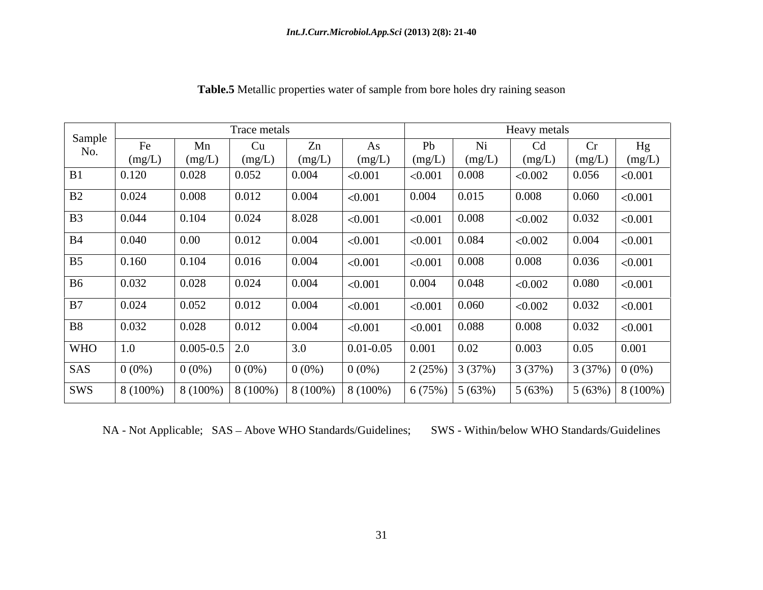**Table.5** Metallic properties water of sample from bore holes dry raining season

| Sample No. | Trace metals | | | | | Heavy metals | | | | |
|---|---|---|---|---|---|---|---|---|---|---|
| | Fe (mg/L) | Mn (mg/L) | Cu (mg/L) | Zn (mg/L) | As (mg/L) | Pb (mg/L) | Ni (mg/L) | Cd (mg/L) | Cr (mg/L) | Hg (mg/L) |
| B1 | 0.120 | 0.028 | 0.052 | 0.004 | <0.001 | <0.001 | 0.008 | <0.002 | 0.056 | <0.001 |
| B2 | 0.024 | 0.008 | 0.012 | 0.004 | <0.001 | 0.004 | 0.015 | 0.008 | 0.060 | <0.001 |
| B3 | 0.044 | 0.104 | 0.024 | 8.028 | <0.001 | <0.001 | 0.008 | <0.002 | 0.032 | <0.001 |
| B4 | 0.040 | 0.00 | 0.012 | 0.004 | <0.001 | <0.001 | 0.084 | <0.002 | 0.004 | <0.001 |
| B5 | 0.160 | 0.104 | 0.016 | 0.004 | <0.001 | <0.001 | 0.008 | 0.008 | 0.036 | <0.001 |
| B6 | 0.032 | 0.028 | 0.024 | 0.004 | <0.001 | 0.004 | 0.048 | <0.002 | 0.080 | <0.001 |
| B7 | 0.024 | 0.052 | 0.012 | 0.004 | <0.001 | <0.001 | 0.060 | <0.002 | 0.032 | <0.001 |
| B8 | 0.032 | 0.028 | 0.012 | 0.004 | <0.001 | <0.001 | 0.088 | 0.008 | 0.032 | <0.001 |
| WHO | 1.0 | 0.005-0.5 | 2.0 | 3.0 | 0.01-0.05 | 0.001 | 0.02 | 0.003 | 0.05 | 0.001 |
| SAS | 0 (0%) | 0 (0%) | 0 (0%) | 0 (0%) | 0 (0%) | 2 (25%) | 3 (37%) | 3 (37%) | 3 (37%) | 0 (0%) |
| SWS | 8 (100%) | 8 (100%) | 8 (100%) | 8 (100%) | 8 (100%) | 6 (75%) | 5 (63%) | 5 (63%) | 5 (63%) | 8 (100%) |

NA - Not Applicable; SAS – Above WHO Standards/Guidelines; SWS - Within/below WHO Standards/Guidelines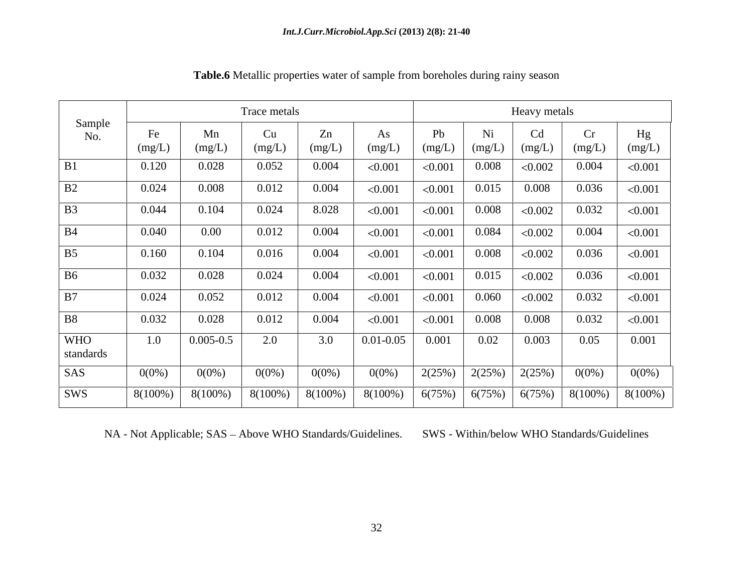**Table.6** Metallic properties water of sample from boreholes during rainy season

| Sample No. | Trace metals | | | | | Heavy metals | | | | |
|---|---|---|---|---|---|---|---|---|---|---|
| | Fe (mg/L) | Mn (mg/L) | Cu (mg/L) | Zn (mg/L) | As (mg/L) | Pb (mg/L) | Ni (mg/L) | Cd (mg/L) | Cr (mg/L) | Hg (mg/L) |
| B1 | 0.120 | 0.028 | 0.052 | 0.004 | <0.001 | <0.001 | 0.008 | <0.002 | 0.004 | <0.001 |
| B2 | 0.024 | 0.008 | 0.012 | 0.004 | <0.001 | <0.001 | 0.015 | 0.008 | 0.036 | <0.001 |
| B3 | 0.044 | 0.104 | 0.024 | 8.028 | <0.001 | <0.001 | 0.008 | <0.002 | 0.032 | <0.001 |
| B4 | 0.040 | 0.00 | 0.012 | 0.004 | <0.001 | <0.001 | 0.084 | <0.002 | 0.004 | <0.001 |
| B5 | 0.160 | 0.104 | 0.016 | 0.004 | <0.001 | <0.001 | 0.008 | <0.002 | 0.036 | <0.001 |
| B6 | 0.032 | 0.028 | 0.024 | 0.004 | <0.001 | <0.001 | 0.015 | <0.002 | 0.036 | <0.001 |
| B7 | 0.024 | 0.052 | 0.012 | 0.004 | <0.001 | <0.001 | 0.060 | <0.002 | 0.032 | <0.001 |
| B8 | 0.032 | 0.028 | 0.012 | 0.004 | <0.001 | <0.001 | 0.008 | 0.008 | 0.032 | <0.001 |
| WHO standards | 1.0 | 0.005-0.5 | 2.0 | 3.0 | 0.01-0.05 | 0.001 | 0.02 | 0.003 | 0.05 | 0.001 |
| SAS | 0(0%) | 0(0%) | 0(0%) | 0(0%) | 0(0%) | 2(25%) | 2(25%) | 2(25%) | 0(0%) | 0(0%) |
| SWS | 8(100%) | 8(100%) | 8(100%) | 8(100%) | 8(100%) | 6(75%) | 6(75%) | 6(75%) | 8(100%) | 8(100%) |

NA - Not Applicable; SAS – Above WHO Standards/Guidelines. SWS - Within/below WHO Standards/Guidelines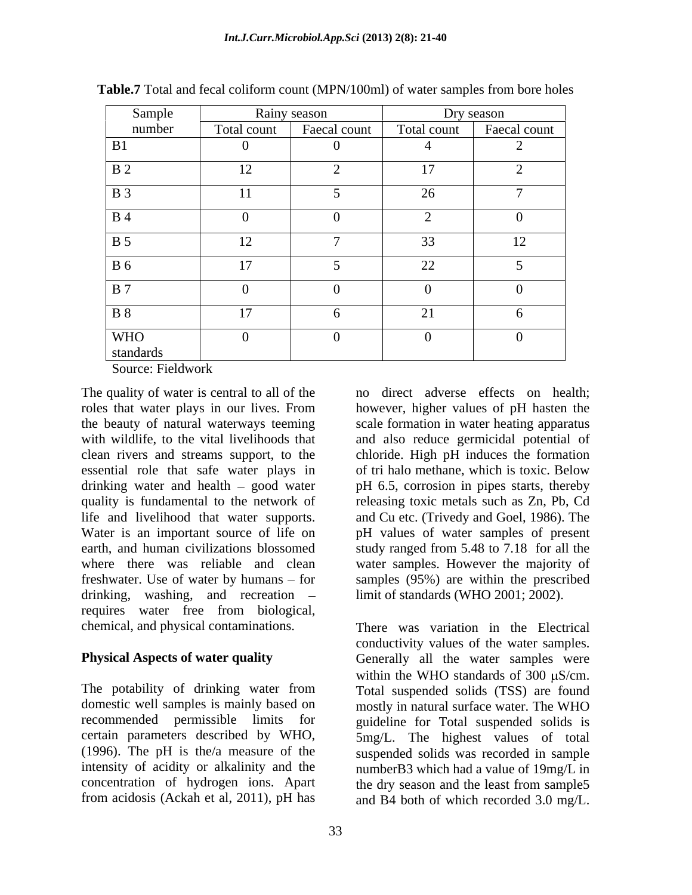**Table.7** Total and fecal coliform count (MPN/100ml) of water samples from bore holes

| Sample number | Rainy season | | Dry season | |
|---|---|---|---|---|
| | Total count | Faecal count | Total count | Faecal count |
| B1 | 0 | 0 | 4 | 2 |
| B 2 | 12 | 2 | 17 | 2 |
| B 3 | 11 | 5 | 26 | 7 |
| B 4 | 0 | 0 | 2 | 0 |
| B 5 | 12 | 7 | 33 | 12 |
| B 6 | 17 | 5 | 22 | 5 |
| B 7 | 0 | 0 | 0 | 0 |
| B 8 | 17 | 6 | 21 | 6 |
| WHO standards | 0 | 0 | 0 | 0 |

Source: Fieldwork

The quality of water is central to all of the roles that water plays in our lives. From the beauty of natural waterways teeming with wildlife, to the vital livelihoods that clean rivers and streams support, to the essential role that safe water plays in drinking water and health – good water quality is fundamental to the network of life and livelihood that water supports. Water is an important source of life on earth, and human civilizations blossomed where there was reliable and clean freshwater. Use of water by humans – for drinking, washing, and recreation – requires water free from biological, chemical, and physical contaminations.

**Physical Aspects of water quality**

The potability of drinking water from domestic well samples is mainly based on recommended permissible limits for certain parameters described by WHO, (1996). The pH is the/a measure of the intensity of acidity or alkalinity and the concentration of hydrogen ions. Apart from acidosis (Ackah et al, 2011), pH has no direct adverse effects on health; however, higher values of pH hasten the scale formation in water heating apparatus and also reduce germicidal potential of chloride. High pH induces the formation of tri halo methane, which is toxic. Below pH 6.5, corrosion in pipes starts, thereby releasing toxic metals such as Zn, Pb, Cd and Cu etc. (Trivedy and Goel, 1986). The pH values of water samples of present study ranged from 5.48 to 7.18 for all the water samples. However the majority of samples (95%) are within the prescribed limit of standards (WHO 2001; 2002).

There was variation in the Electrical conductivity values of the water samples. Generally all the water samples were within the WHO standards of 300 μS/cm. Total suspended solids (TSS) are found mostly in natural surface water. The WHO guideline for Total suspended solids is 5mg/L. The highest values of total suspended solids was recorded in sample numberB3 which had a value of 19mg/L in the dry season and the least from sample5 and B4 both of which recorded 3.0 mg/L.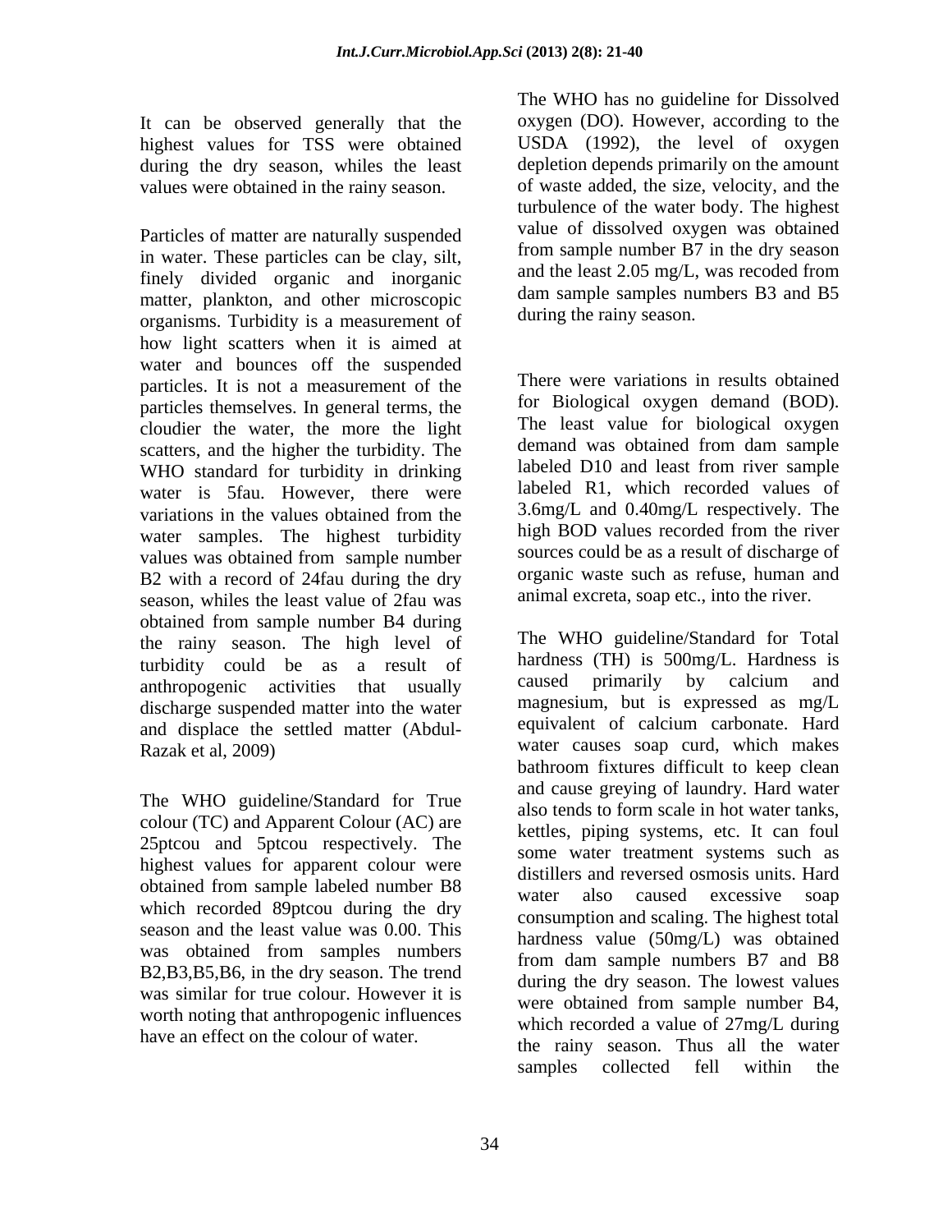It can be observed generally that the highest values for TSS were obtained during the dry season, whiles the least values were obtained in the rainy season.

Particles of matter are naturally suspended in water. These particles can be clay, silt, finely divided organic and inorganic matter, plankton, and other microscopic organisms. Turbidity is a measurement of how light scatters when it is aimed at water and bounces off the suspended particles. It is not a measurement of the particles themselves. In general terms, the cloudier the water, the more the light scatters, and the higher the turbidity. The WHO standard for turbidity in drinking water is 5fau. However, there were variations in the values obtained from the water samples. The highest turbidity values was obtained from sample number B2 with a record of 24fau during the dry season, whiles the least value of 2fau was obtained from sample number B4 during the rainy season. The high level of turbidity could be as a result of anthropogenic activities that usually discharge suspended matter into the water and displace the settled matter (Abdul-Razak et al, 2009)

The WHO guideline/Standard for True colour (TC) and Apparent Colour (AC) are 25ptcou and 5ptcou respectively. The highest values for apparent colour were obtained from sample labeled number B8 which recorded 89ptcou during the dry season and the least value was 0.00. This was obtained from samples numbers B2,B3,B5,B6, in the dry season. The trend was similar for true colour. However it is worth noting that anthropogenic influences have an effect on the colour of water.

The WHO has no guideline for Dissolved oxygen (DO). However, according to the USDA (1992), the level of oxygen depletion depends primarily on the amount of waste added, the size, velocity, and the turbulence of the water body. The highest value of dissolved oxygen was obtained from sample number B7 in the dry season and the least 2.05 mg/L, was recoded from dam sample samples numbers B3 and B5 during the rainy season.

There were variations in results obtained for Biological oxygen demand (BOD). The least value for biological oxygen demand was obtained from dam sample labeled D10 and least from river sample labeled R1, which recorded values of 3.6mg/L and 0.40mg/L respectively. The high BOD values recorded from the river sources could be as a result of discharge of organic waste such as refuse, human and animal excreta, soap etc., into the river.

The WHO guideline/Standard for Total hardness (TH) is 500mg/L. Hardness is caused primarily by calcium and magnesium, but is expressed as mg/L equivalent of calcium carbonate. Hard water causes soap curd, which makes bathroom fixtures difficult to keep clean and cause greying of laundry. Hard water also tends to form scale in hot water tanks, kettles, piping systems, etc. It can foul some water treatment systems such as distillers and reversed osmosis units. Hard water also caused excessive soap consumption and scaling. The highest total hardness value (50mg/L) was obtained from dam sample numbers B7 and B8 during the dry season. The lowest values were obtained from sample number B4, which recorded a value of 27mg/L during the rainy season. Thus all the water samples collected fell within the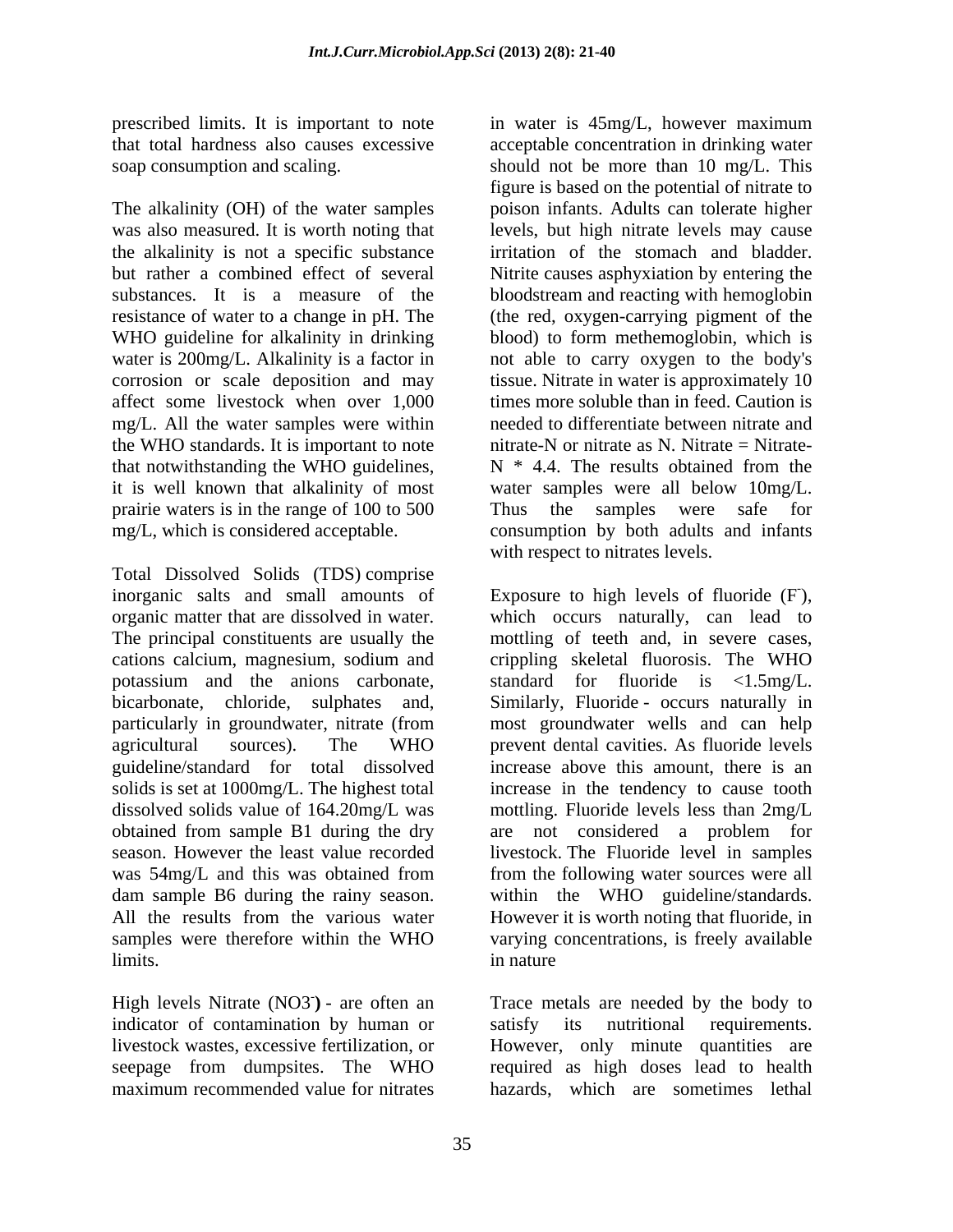prescribed limits. It is important to note that total hardness also causes excessive soap consumption and scaling.

The alkalinity (OH) of the water samples was also measured. It is worth noting that the alkalinity is not a specific substance but rather a combined effect of several substances. It is a measure of the resistance of water to a change in pH. The WHO guideline for alkalinity in drinking water is 200mg/L. Alkalinity is a factor in corrosion or scale deposition and may affect some livestock when over 1,000 mg/L. All the water samples were within the WHO standards. It is important to note that notwithstanding the WHO guidelines, it is well known that alkalinity of most prairie waters is in the range of 100 to 500 mg/L, which is considered acceptable.

Total Dissolved Solids (TDS) comprise inorganic salts and small amounts of organic matter that are dissolved in water. The principal constituents are usually the cations calcium, magnesium, sodium and potassium and the anions carbonate, bicarbonate, chloride, sulphates and, particularly in groundwater, nitrate (from agricultural sources). The WHO guideline/standard for total dissolved solids is set at 1000mg/L. The highest total dissolved solids value of 164.20mg/L was obtained from sample B1 during the dry season. However the least value recorded was 54mg/L and this was obtained from dam sample B6 during the rainy season. All the results from the various water samples were therefore within the WHO limits.

High levels Nitrate ($NO3^-$) - are often an indicator of contamination by human or livestock wastes, excessive fertilization, or seepage from dumpsites. The WHO maximum recommended value for nitrates in water is 45mg/L, however maximum acceptable concentration in drinking water should not be more than 10 mg/L. This figure is based on the potential of nitrate to poison infants. Adults can tolerate higher levels, but high nitrate levels may cause irritation of the stomach and bladder. Nitrite causes asphyxiation by entering the bloodstream and reacting with hemoglobin (the red, oxygen-carrying pigment of the blood) to form methemoglobin, which is not able to carry oxygen to the body's tissue. Nitrate in water is approximately 10 times more soluble than in feed. Caution is needed to differentiate between nitrate and nitrate-N or nitrate as N. Nitrate = Nitrate-N * 4.4. The results obtained from the water samples were all below 10mg/L. Thus the samples were safe for consumption by both adults and infants with respect to nitrates levels.

Exposure to high levels of fluoride ($F^-$), which occurs naturally, can lead to mottling of teeth and, in severe cases, crippling skeletal fluorosis. The WHO standard for fluoride is <1.5mg/L. Similarly, Fluoride - occurs naturally in most groundwater wells and can help prevent dental cavities. As fluoride levels increase above this amount, there is an increase in the tendency to cause tooth mottling. Fluoride levels less than 2mg/L are not considered a problem for livestock. The Fluoride level in samples from the following water sources were all within the WHO guideline/standards. However it is worth noting that fluoride, in varying concentrations, is freely available in nature

Trace metals are needed by the body to satisfy its nutritional requirements. However, only minute quantities are required as high doses lead to health hazards, which are sometimes lethal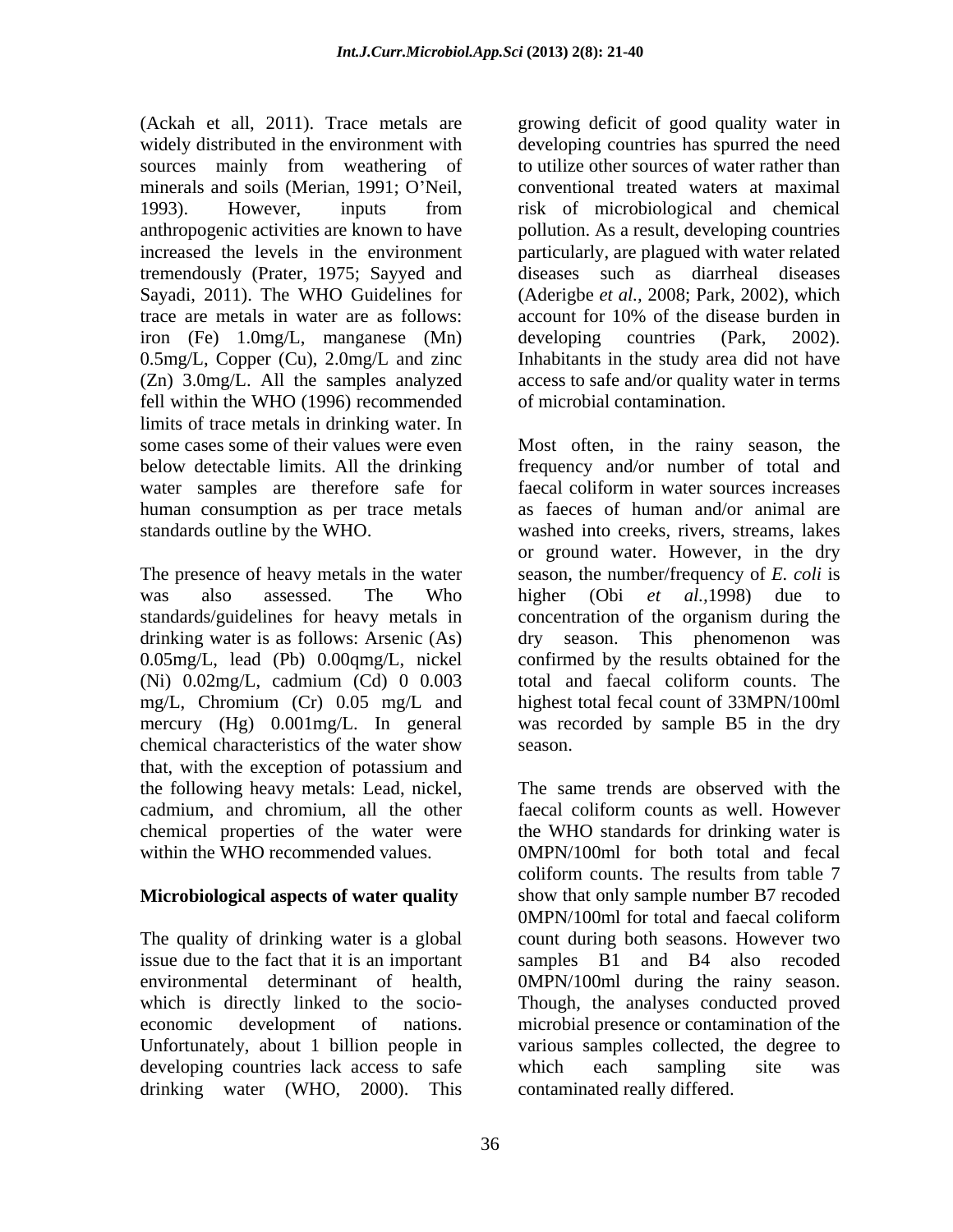(Ackah et all, 2011). Trace metals are widely distributed in the environment with sources mainly from weathering of minerals and soils (Merian, 1991; O'Neil, 1993). However, inputs from anthropogenic activities are known to have increased the levels in the environment tremendously (Prater, 1975; Sayyed and Sayadi, 2011). The WHO Guidelines for trace are metals in water are as follows: iron (Fe) 1.0mg/L, manganese (Mn) 0.5mg/L, Copper (Cu), 2.0mg/L and zinc (Zn) 3.0mg/L. All the samples analyzed fell within the WHO (1996) recommended limits of trace metals in drinking water. In some cases some of their values were even below detectable limits. All the drinking water samples are therefore safe for human consumption as per trace metals standards outline by the WHO.

The presence of heavy metals in the water was also assessed. The Who standards/guidelines for heavy metals in drinking water is as follows: Arsenic (As) 0.05mg/L, lead (Pb) 0.00qmg/L, nickel (Ni) 0.02mg/L, cadmium (Cd) 0 0.003 mg/L, Chromium (Cr) 0.05 mg/L and mercury (Hg) 0.001mg/L. In general chemical characteristics of the water show that, with the exception of potassium and the following heavy metals: Lead, nickel, cadmium, and chromium, all the other chemical properties of the water were within the WHO recommended values.

## Microbiological aspects of water quality

The quality of drinking water is a global issue due to the fact that it is an important environmental determinant of health, which is directly linked to the socio-economic development of nations. Unfortunately, about 1 billion people in developing countries lack access to safe drinking water (WHO, 2000). This growing deficit of good quality water in developing countries has spurred the need to utilize other sources of water rather than conventional treated waters at maximal risk of microbiological and chemical pollution. As a result, developing countries particularly, are plagued with water related diseases such as diarrheal diseases (Aderigbe *et al.*, 2008; Park, 2002), which account for 10% of the disease burden in developing countries (Park, 2002). Inhabitants in the study area did not have access to safe and/or quality water in terms of microbial contamination.

Most often, in the rainy season, the frequency and/or number of total and faecal coliform in water sources increases as faeces of human and/or animal are washed into creeks, rivers, streams, lakes or ground water. However, in the dry season, the number/frequency of *E. coli* is higher (Obi *et al.*,1998) due to concentration of the organism during the dry season. This phenomenon was confirmed by the results obtained for the total and faecal coliform counts. The highest total fecal count of 33MPN/100ml was recorded by sample B5 in the dry season.

The same trends are observed with the faecal coliform counts as well. However the WHO standards for drinking water is 0MPN/100ml for both total and fecal coliform counts. The results from table 7 show that only sample number B7 recoded 0MPN/100ml for total and faecal coliform count during both seasons. However two samples B1 and B4 also recoded 0MPN/100ml during the rainy season. Though, the analyses conducted proved microbial presence or contamination of the various samples collected, the degree to which each sampling site was contaminated really differed.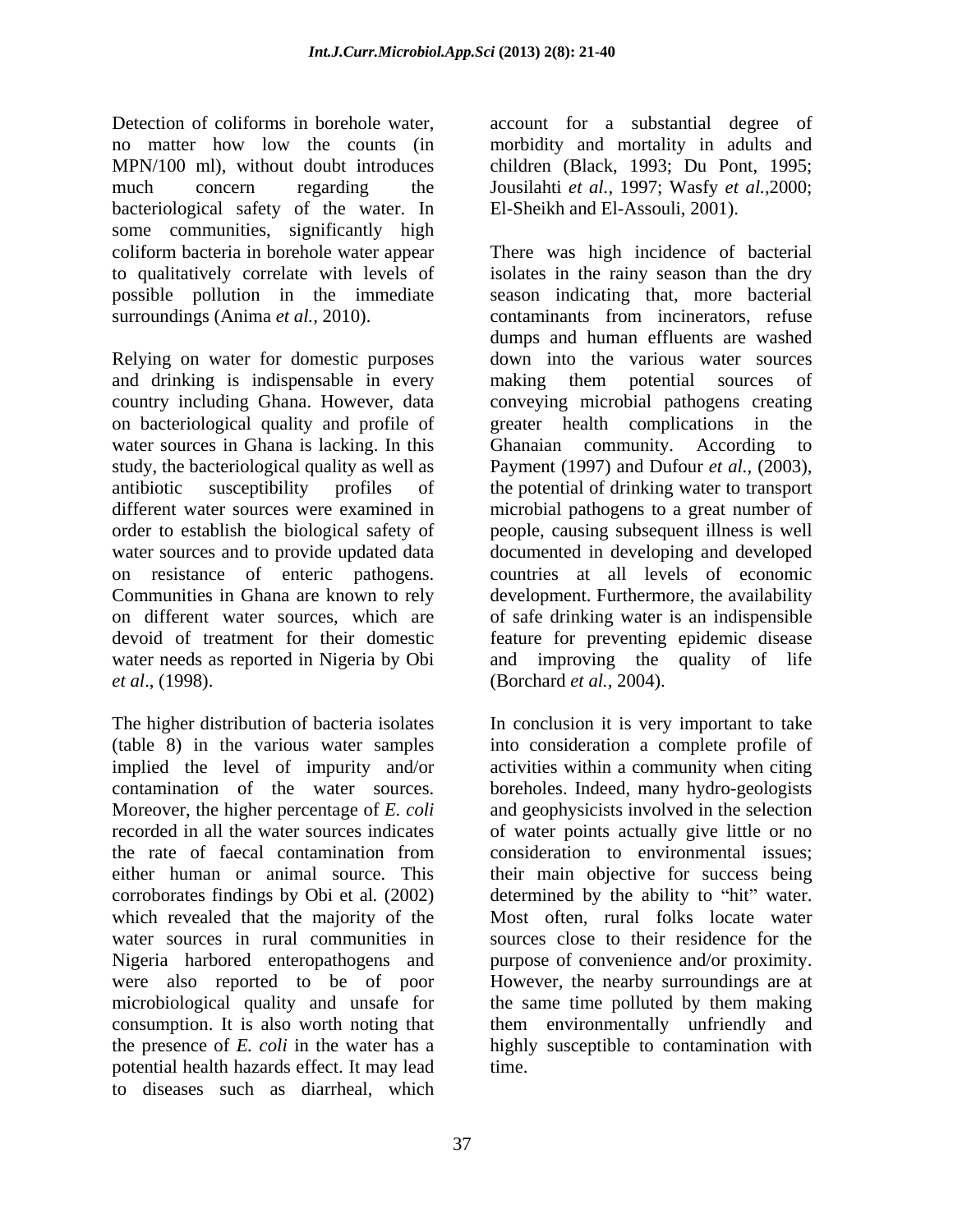Detection of coliforms in borehole water, no matter how low the counts (in MPN/100 ml), without doubt introduces much concern regarding the bacteriological safety of the water. In some communities, significantly high coliform bacteria in borehole water appear to qualitatively correlate with levels of possible pollution in the immediate surroundings (Anima *et al.,* 2010).

Relying on water for domestic purposes and drinking is indispensable in every country including Ghana. However, data on bacteriological quality and profile of water sources in Ghana is lacking. In this study, the bacteriological quality as well as antibiotic susceptibility profiles of different water sources were examined in order to establish the biological safety of water sources and to provide updated data on resistance of enteric pathogens. Communities in Ghana are known to rely on different water sources, which are devoid of treatment for their domestic water needs as reported in Nigeria by Obi *et al*., (1998).

The higher distribution of bacteria isolates (table 8) in the various water samples implied the level of impurity and/or contamination of the water sources. Moreover, the higher percentage of *E. coli* recorded in all the water sources indicates the rate of faecal contamination from either human or animal source. This corroborates findings by Obi et al*.* (2002) which revealed that the majority of the water sources in rural communities in Nigeria harbored enteropathogens and were also reported to be of poor microbiological quality and unsafe for consumption. It is also worth noting that the presence of *E. coli* in the water has a potential health hazards effect. It may lead to diseases such as diarrheal, which account for a substantial degree of morbidity and mortality in adults and children (Black, 1993; Du Pont, 1995; Jousilahti *et al.*, 1997; Wasfy *et al.,*2000; El-Sheikh and El-Assouli, 2001).

There was high incidence of bacterial isolates in the rainy season than the dry season indicating that, more bacterial contaminants from incinerators, refuse dumps and human effluents are washed down into the various water sources making them potential sources of conveying microbial pathogens creating greater health complications in the Ghanaian community. According to Payment (1997) and Dufour *et al.,* (2003), the potential of drinking water to transport microbial pathogens to a great number of people, causing subsequent illness is well documented in developing and developed countries at all levels of economic development. Furthermore, the availability of safe drinking water is an indispensible feature for preventing epidemic disease and improving the quality of life (Borchard *et al.,* 2004).

In conclusion it is very important to take into consideration a complete profile of activities within a community when citing boreholes. Indeed, many hydro-geologists and geophysicists involved in the selection of water points actually give little or no consideration to environmental issues; their main objective for success being determined by the ability to "hit" water. Most often, rural folks locate water sources close to their residence for the purpose of convenience and/or proximity. However, the nearby surroundings are at the same time polluted by them making them environmentally unfriendly and highly susceptible to contamination with time.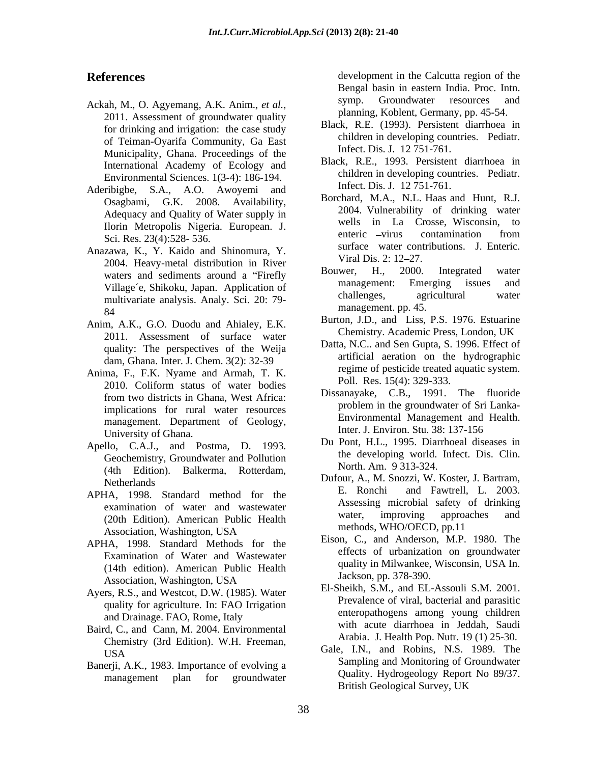## References

Ackah, M., O. Agyemang, A.K. Anim., *et al.*, 2011. Assessment of groundwater quality for drinking and irrigation: the case study of Teiman-Oyarifa Community, Ga East Municipality, Ghana. Proceedings of the International Academy of Ecology and Environmental Sciences. 1(3-4): 186-194.

Aderibigbe, S.A., A.O. Awoyemi and Osagbami, G.K. 2008. Availability, Adequacy and Quality of Water supply in Ilorin Metropolis Nigeria. European. J. Sci. Res. 23(4):528- 536.

Anazawa, K., Y. Kaido and Shinomura, Y. 2004. Heavy-metal distribution in River waters and sediments around a "Firefly Village´e, Shikoku, Japan. Application of multivariate analysis. Analy. Sci. 20: 79-84

Anim, A.K., G.O. Duodu and Ahialey, E.K. 2011. Assessment of surface water quality: The perspectives of the Weija dam, Ghana. Inter. J. Chem. 3(2): 32-39

Anima, F., F.K. Nyame and Armah, T. K. 2010. Coliform status of water bodies from two districts in Ghana, West Africa: implications for rural water resources management. Department of Geology, University of Ghana.

Apello, C.A.J., and Postma, D. 1993. Geochemistry, Groundwater and Pollution (4th Edition). Balkerma, Rotterdam, Netherlands

APHA, 1998. Standard method for the examination of water and wastewater (20th Edition). American Public Health Association, Washington, USA

APHA, 1998. Standard Methods for the Examination of Water and Wastewater (14th edition). American Public Health Association, Washington, USA

Ayers, R.S., and Westcot, D.W. (1985). Water quality for agriculture. In: FAO Irrigation and Drainage. FAO, Rome, Italy

Baird, C., and Cann, M. 2004. Environmental Chemistry (3rd Edition). W.H. Freeman, USA

Banerji, A.K., 1983. Importance of evolving a management plan for groundwater development in the Calcutta region of the Bengal basin in eastern India. Proc. Intn. symp. Groundwater resources and planning, Koblent, Germany, pp. 45-54.

Black, R.E. (1993). Persistent diarrhoea in children in developing countries. Pediatr. Infect. Dis. J. 12 751-761.

Black, R.E., 1993. Persistent diarrhoea in children in developing countries. Pediatr. Infect. Dis. J. 12 751-761.

Borchard, M.A., N.L. Haas and Hunt, R.J. 2004. Vulnerability of drinking water wells in La Crosse, Wisconsin, to enteric –virus contamination from surface water contributions. J. Enteric. Viral Dis. 2: 12–27.

Bouwer, H., 2000. Integrated water management: Emerging issues and challenges, agricultural water management. pp. 45.

Burton, J.D., and Liss, P.S. 1976. Estuarine Chemistry. Academic Press, London, UK

Datta, N.C.. and Sen Gupta, S. 1996. Effect of artificial aeration on the hydrographic regime of pesticide treated aquatic system. Poll. Res. 15(4): 329-333.

Dissanayake, C.B., 1991. The fluoride problem in the groundwater of Sri Lanka- Environmental Management and Health. Inter. J. Environ. Stu. 38: 137-156

Du Pont, H.L., 1995. Diarrhoeal diseases in the developing world. Infect. Dis. Clin. North. Am. 9 313-324.

Dufour, A., M. Snozzi, W. Koster, J. Bartram, E. Ronchi and Fawtrell, L. 2003. Assessing microbial safety of drinking water, improving approaches and methods, WHO/OECD, pp.11

Eison, C., and Anderson, M.P. 1980. The effects of urbanization on groundwater quality in Milwankee, Wisconsin, USA In. Jackson, pp. 378-390.

El-Sheikh, S.M., and EL-Assouli S.M. 2001. Prevalence of viral, bacterial and parasitic enteropathogens among young children with acute diarrhoea in Jeddah, Saudi Arabia. J. Health Pop. Nutr. 19 (1) 25-30.

Gale, I.N., and Robins, N.S. 1989. The Sampling and Monitoring of Groundwater Quality. Hydrogeology Report No 89/37. British Geological Survey, UK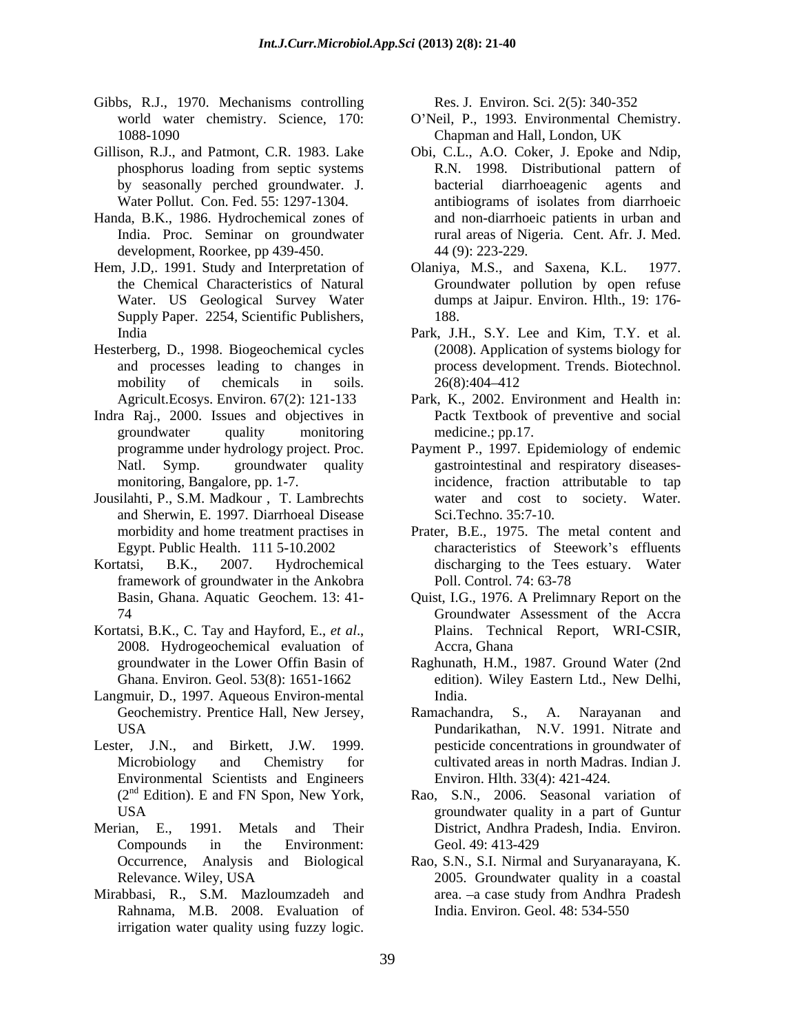Gibbs, R.J., 1970. Mechanisms controlling world water chemistry. Science, 170: 1088-1090

Gillison, R.J., and Patmont, C.R. 1983. Lake phosphorus loading from septic systems by seasonally perched groundwater. J. Water Pollut. Con. Fed. 55: 1297-1304.

Handa, B.K., 1986. Hydrochemical zones of India. Proc. Seminar on groundwater development, Roorkee, pp 439-450.

Hem, J.D,. 1991. Study and Interpretation of the Chemical Characteristics of Natural Water. US Geological Survey Water Supply Paper. 2254, Scientific Publishers, India

Hesterberg, D., 1998. Biogeochemical cycles and processes leading to changes in mobility of chemicals in soils. Agricult.Ecosys. Environ. 67(2): 121-133

Indra Raj., 2000. Issues and objectives in groundwater quality monitoring programme under hydrology project. Proc. Natl. Symp. groundwater quality monitoring, Bangalore, pp. 1-7.

Jousilahti, P., S.M. Madkour , T. Lambrechts and Sherwin, E. 1997. Diarrhoeal Disease morbidity and home treatment practises in Egypt. Public Health. 111 5-10.2002

Kortatsi, B.K., 2007. Hydrochemical framework of groundwater in the Ankobra Basin, Ghana. Aquatic Geochem. 13: 41-74

Kortatsi, B.K., C. Tay and Hayford, E., *et al*., 2008. Hydrogeochemical evaluation of groundwater in the Lower Offin Basin of Ghana. Environ. Geol. 53(8): 1651-1662

Langmuir, D., 1997. Aqueous Environ-mental Geochemistry. Prentice Hall, New Jersey, USA

Lester, J.N., and Birkett, J.W. 1999. Microbiology and Chemistry for Environmental Scientists and Engineers (2nd Edition). E and FN Spon, New York, USA

Merian, E., 1991. Metals and Their Compounds in the Environment: Occurrence, Analysis and Biological Relevance. Wiley, USA

Mirabbasi, R., S.M. Mazloumzadeh and Rahnama, M.B. 2008. Evaluation of irrigation water quality using fuzzy logic. Res. J. Environ. Sci. 2(5): 340-352

O'Neil, P., 1993. Environmental Chemistry. Chapman and Hall, London, UK

Obi, C.L., A.O. Coker, J. Epoke and Ndip, R.N. 1998. Distributional pattern of bacterial diarrhoeagenic agents and antibiograms of isolates from diarrhoeic and non-diarrhoeic patients in urban and rural areas of Nigeria. Cent. Afr. J. Med. 44 (9): 223-229.

Olaniya, M.S., and Saxena, K.L. 1977. Groundwater pollution by open refuse dumps at Jaipur. Environ. Hlth., 19: 176-188.

Park, J.H., S.Y. Lee and Kim, T.Y. et al. (2008). Application of systems biology for process development. Trends. Biotechnol. 26(8):404–412

Park, K., 2002. Environment and Health in: Pactk Textbook of preventive and social medicine.; pp.17.

Payment P., 1997. Epidemiology of endemic gastrointestinal and respiratory diseases-incidence, fraction attributable to tap water and cost to society. Water. Sci.Techno. 35:7-10.

Prater, B.E., 1975. The metal content and characteristics of Steework's effluents discharging to the Tees estuary. Water Poll. Control. 74: 63-78

Quist, I.G., 1976. A Prelimnary Report on the Groundwater Assessment of the Accra Plains. Technical Report, WRI-CSIR, Accra, Ghana

Raghunath, H.M., 1987. Ground Water (2nd edition). Wiley Eastern Ltd., New Delhi, India.

Ramachandra, S., A. Narayanan and Pundarikathan, N.V. 1991. Nitrate and pesticide concentrations in groundwater of cultivated areas in north Madras. Indian J. Environ. Hlth. 33(4): 421-424.

Rao, S.N., 2006. Seasonal variation of groundwater quality in a part of Guntur District, Andhra Pradesh, India. Environ. Geol. 49: 413-429

Rao, S.N., S.I. Nirmal and Suryanarayana, K. 2005. Groundwater quality in a coastal area. –a case study from Andhra Pradesh India. Environ. Geol. 48: 534-550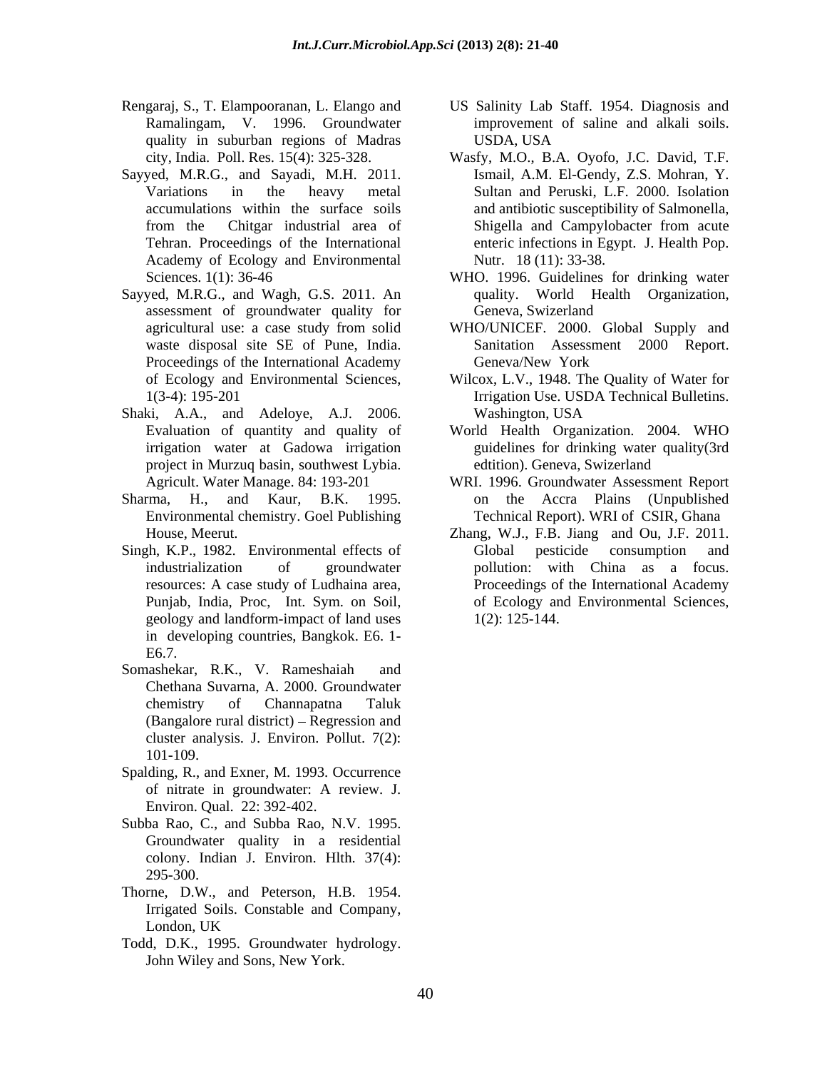Rengaraj, S., T. Elampooranan, L. Elango and Ramalingam, V. 1996. Groundwater quality in suburban regions of Madras city, India. Poll. Res. 15(4): 325-328.

Sayyed, M.R.G., and Sayadi, M.H. 2011. Variations in the heavy metal accumulations within the surface soils from the Chitgar industrial area of Tehran. Proceedings of the International Academy of Ecology and Environmental Sciences. 1(1): 36-46

Sayyed, M.R.G., and Wagh, G.S. 2011. An assessment of groundwater quality for agricultural use: a case study from solid waste disposal site SE of Pune, India. Proceedings of the International Academy of Ecology and Environmental Sciences, 1(3-4): 195-201

Shaki, A.A., and Adeloye, A.J. 2006. Evaluation of quantity and quality of irrigation water at Gadowa irrigation project in Murzuq basin, southwest Lybia. Agricult. Water Manage. 84: 193-201

Sharma, H., and Kaur, B.K. 1995. Environmental chemistry. Goel Publishing House, Meerut.

Singh, K.P., 1982. Environmental effects of industrialization of groundwater resources: A case study of Ludhaina area, Punjab, India, Proc, Int. Sym. on Soil, geology and landform-impact of land uses in developing countries, Bangkok. E6. 1-E6.7.

Somashekar, R.K., V. Rameshaiah and Chethana Suvarna, A. 2000. Groundwater chemistry of Channapatna Taluk (Bangalore rural district) – Regression and cluster analysis. J. Environ. Pollut. 7(2): 101-109.

Spalding, R., and Exner, M. 1993. Occurrence of nitrate in groundwater: A review. J. Environ. Qual. 22: 392-402.

Subba Rao, C., and Subba Rao, N.V. 1995. Groundwater quality in a residential colony. Indian J. Environ. Hlth. 37(4): 295-300.

Thorne, D.W., and Peterson, H.B. 1954. Irrigated Soils. Constable and Company, London, UK

Todd, D.K., 1995. Groundwater hydrology. John Wiley and Sons, New York.

US Salinity Lab Staff. 1954. Diagnosis and improvement of saline and alkali soils. USDA, USA

Wasfy, M.O., B.A. Oyofo, J.C. David, T.F. Ismail, A.M. El-Gendy, Z.S. Mohran, Y. Sultan and Peruski, L.F. 2000. Isolation and antibiotic susceptibility of Salmonella, Shigella and Campylobacter from acute enteric infections in Egypt. J. Health Pop. Nutr. 18 (11): 33-38.

WHO. 1996. Guidelines for drinking water quality. World Health Organization, Geneva, Swizerland

WHO/UNICEF. 2000. Global Supply and Sanitation Assessment 2000 Report. Geneva/New York

Wilcox, L.V., 1948. The Quality of Water for Irrigation Use. USDA Technical Bulletins. Washington, USA

World Health Organization. 2004. WHO guidelines for drinking water quality(3rd edtition). Geneva, Swizerland

WRI. 1996. Groundwater Assessment Report on the Accra Plains (Unpublished Technical Report). WRI of CSIR, Ghana

Zhang, W.J., F.B. Jiang and Ou, J.F. 2011. Global pesticide consumption and pollution: with China as a focus. Proceedings of the International Academy of Ecology and Environmental Sciences, 1(2): 125-144.